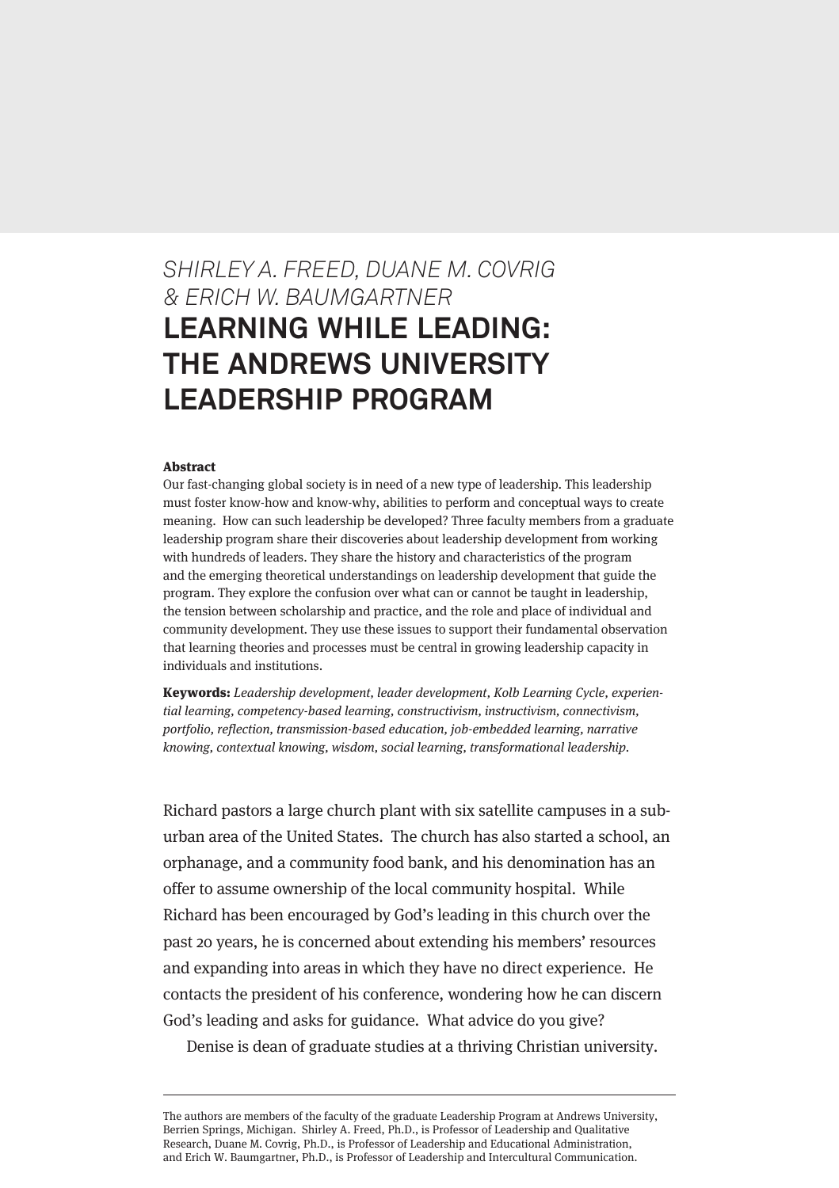SHIRLEY A. FREED, DUANE M. COVRIG & ERICH W. BAUMGARTNER

# LEARNING WHILE LEADING: THE ANDREWS UNIVERSITY LEADERSHIP PROGRAM

**Abstract**

Our fast-changing global society is in need of a new type of leadership. This leadership must foster know-how and know-why, abilities to perform and conceptual ways to create meaning. How can such leadership be developed? Three faculty members from a graduate leadership program share their discoveries about leadership development from working with hundreds of leaders. They share the history and characteristics of the program and the emerging theoretical understandings on leadership development that guide the program. They explore the confusion over what can or cannot be taught in leadership, the tension between scholarship and practice, and the role and place of individual and community development. They use these issues to support their fundamental observation that learning theories and processes must be central in growing leadership capacity in individuals and institutions.

**Keywords:** *Leadership development, leader development, Kolb Learning Cycle, experiential learning, competency-based learning, constructivism, instructivism, connectivism, portfolio, reflection, transmission-based education, job-embedded learning, narrative knowing, contextual knowing, wisdom, social learning, transformational leadership.*

Richard pastors a large church plant with six satellite campuses in a suburban area of the United States. The church has also started a school, an orphanage, and a community food bank, and his denomination has an offer to assume ownership of the local community hospital. While Richard has been encouraged by God's leading in this church over the past 20 years, he is concerned about extending his members' resources and expanding into areas in which they have no direct experience. He contacts the president of his conference, wondering how he can discern God's leading and asks for guidance. What advice do you give?

Denise is dean of graduate studies at a thriving Christian university.

---

The authors are members of the faculty of the graduate Leadership Program at Andrews University, Berrien Springs, Michigan. Shirley A. Freed, Ph.D., is Professor of Leadership and Qualitative Research, Duane M. Covrig, Ph.D., is Professor of Leadership and Educational Administration, and Erich W. Baumgartner, Ph.D., is Professor of Leadership and Intercultural Communication.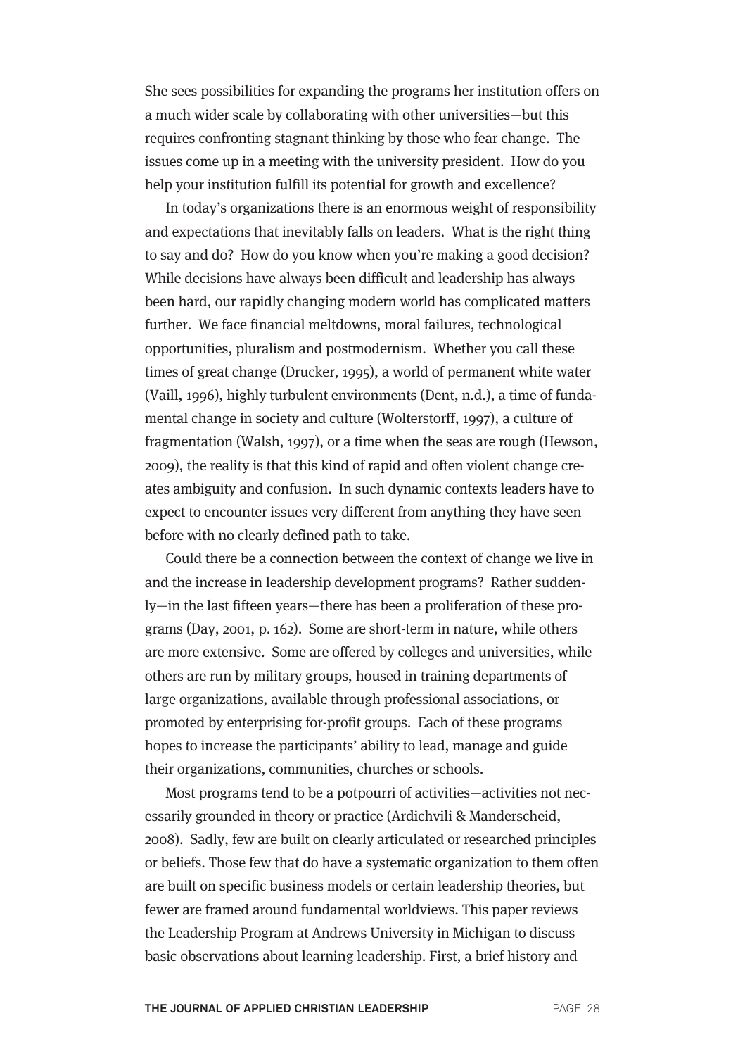She sees possibilities for expanding the programs her institution offers on a much wider scale by collaborating with other universities—but this requires confronting stagnant thinking by those who fear change. The issues come up in a meeting with the university president. How do you help your institution fulfill its potential for growth and excellence?

In today's organizations there is an enormous weight of responsibility and expectations that inevitably falls on leaders. What is the right thing to say and do? How do you know when you're making a good decision? While decisions have always been difficult and leadership has always been hard, our rapidly changing modern world has complicated matters further. We face financial meltdowns, moral failures, technological opportunities, pluralism and postmodernism. Whether you call these times of great change (Drucker, 1995), a world of permanent white water (Vaill, 1996), highly turbulent environments (Dent, n.d.), a time of fundamental change in society and culture (Wolterstorff, 1997), a culture of fragmentation (Walsh, 1997), or a time when the seas are rough (Hewson, 2009), the reality is that this kind of rapid and often violent change creates ambiguity and confusion. In such dynamic contexts leaders have to expect to encounter issues very different from anything they have seen before with no clearly defined path to take.

Could there be a connection between the context of change we live in and the increase in leadership development programs? Rather suddenly—in the last fifteen years—there has been a proliferation of these programs (Day, 2001, p. 162). Some are short-term in nature, while others are more extensive. Some are offered by colleges and universities, while others are run by military groups, housed in training departments of large organizations, available through professional associations, or promoted by enterprising for-profit groups. Each of these programs hopes to increase the participants' ability to lead, manage and guide their organizations, communities, churches or schools.

Most programs tend to be a potpourri of activities—activities not necessarily grounded in theory or practice (Ardichvili & Manderscheid, 2008). Sadly, few are built on clearly articulated or researched principles or beliefs. Those few that do have a systematic organization to them often are built on specific business models or certain leadership theories, but fewer are framed around fundamental worldviews. This paper reviews the Leadership Program at Andrews University in Michigan to discuss basic observations about learning leadership. First, a brief history and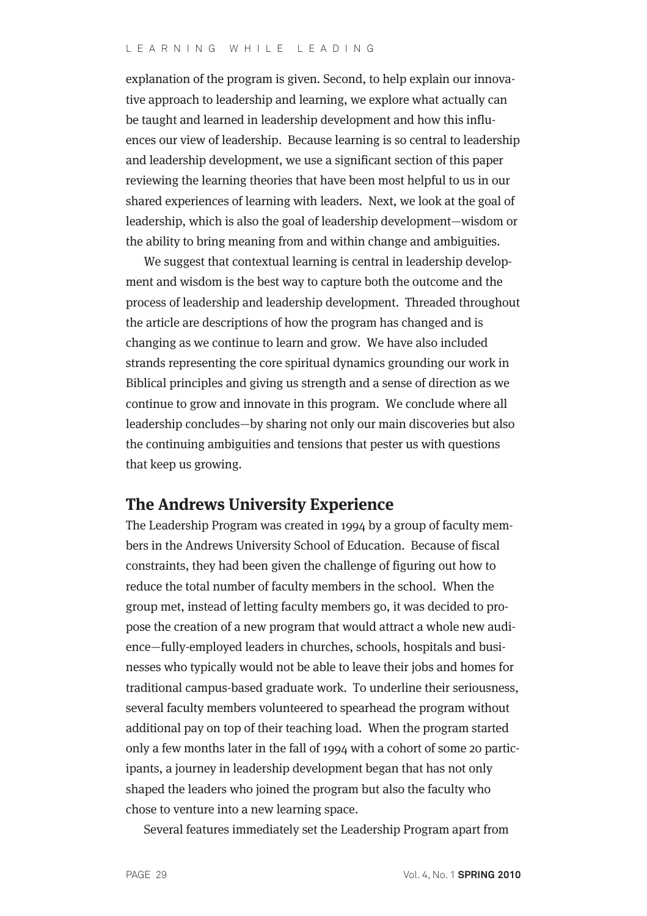explanation of the program is given. Second, to help explain our innovative approach to leadership and learning, we explore what actually can be taught and learned in leadership development and how this influences our view of leadership. Because learning is so central to leadership and leadership development, we use a significant section of this paper reviewing the learning theories that have been most helpful to us in our shared experiences of learning with leaders. Next, we look at the goal of leadership, which is also the goal of leadership development—wisdom or the ability to bring meaning from and within change and ambiguities.

We suggest that contextual learning is central in leadership development and wisdom is the best way to capture both the outcome and the process of leadership and leadership development. Threaded throughout the article are descriptions of how the program has changed and is changing as we continue to learn and grow. We have also included strands representing the core spiritual dynamics grounding our work in Biblical principles and giving us strength and a sense of direction as we continue to grow and innovate in this program. We conclude where all leadership concludes—by sharing not only our main discoveries but also the continuing ambiguities and tensions that pester us with questions that keep us growing.

## The Andrews University Experience

The Leadership Program was created in 1994 by a group of faculty members in the Andrews University School of Education. Because of fiscal constraints, they had been given the challenge of figuring out how to reduce the total number of faculty members in the school. When the group met, instead of letting faculty members go, it was decided to propose the creation of a new program that would attract a whole new audience—fully-employed leaders in churches, schools, hospitals and businesses who typically would not be able to leave their jobs and homes for traditional campus-based graduate work. To underline their seriousness, several faculty members volunteered to spearhead the program without additional pay on top of their teaching load. When the program started only a few months later in the fall of 1994 with a cohort of some 20 participants, a journey in leadership development began that has not only shaped the leaders who joined the program but also the faculty who chose to venture into a new learning space.

Several features immediately set the Leadership Program apart from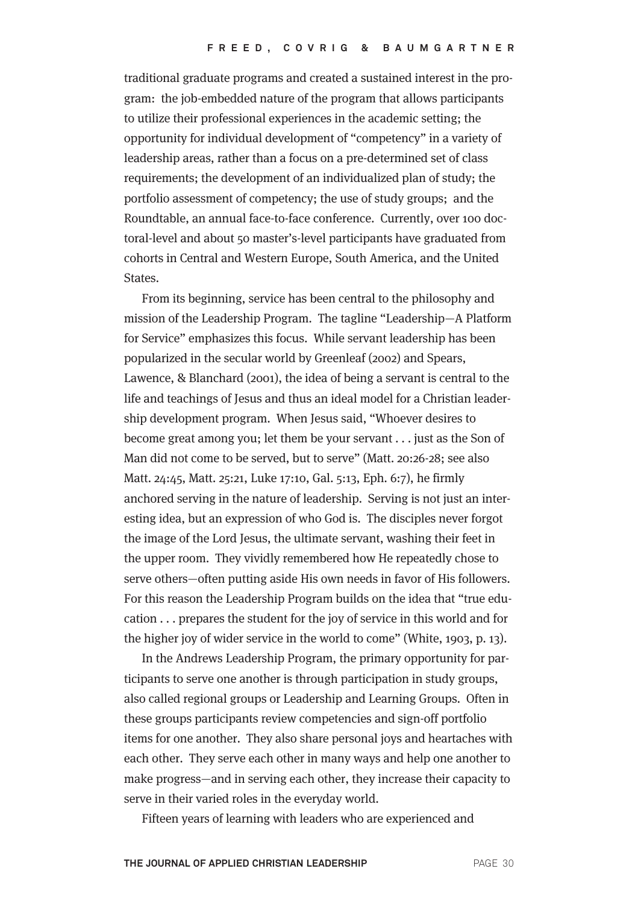traditional graduate programs and created a sustained interest in the program: the job-embedded nature of the program that allows participants to utilize their professional experiences in the academic setting; the opportunity for individual development of "competency" in a variety of leadership areas, rather than a focus on a pre-determined set of class requirements; the development of an individualized plan of study; the portfolio assessment of competency; the use of study groups; and the Roundtable, an annual face-to-face conference. Currently, over 100 doctoral-level and about 50 master's-level participants have graduated from cohorts in Central and Western Europe, South America, and the United States.

From its beginning, service has been central to the philosophy and mission of the Leadership Program. The tagline "Leadership—A Platform for Service" emphasizes this focus. While servant leadership has been popularized in the secular world by Greenleaf (2002) and Spears, Lawence, & Blanchard (2001), the idea of being a servant is central to the life and teachings of Jesus and thus an ideal model for a Christian leadership development program. When Jesus said, "Whoever desires to become great among you; let them be your servant . . . just as the Son of Man did not come to be served, but to serve" (Matt. 20:26-28; see also Matt. 24:45, Matt. 25:21, Luke 17:10, Gal. 5:13, Eph. 6:7), he firmly anchored serving in the nature of leadership. Serving is not just an interesting idea, but an expression of who God is. The disciples never forgot the image of the Lord Jesus, the ultimate servant, washing their feet in the upper room. They vividly remembered how He repeatedly chose to serve others—often putting aside His own needs in favor of His followers. For this reason the Leadership Program builds on the idea that "true education . . . prepares the student for the joy of service in this world and for the higher joy of wider service in the world to come" (White, 1903, p. 13).

In the Andrews Leadership Program, the primary opportunity for participants to serve one another is through participation in study groups, also called regional groups or Leadership and Learning Groups. Often in these groups participants review competencies and sign-off portfolio items for one another. They also share personal joys and heartaches with each other. They serve each other in many ways and help one another to make progress—and in serving each other, they increase their capacity to serve in their varied roles in the everyday world.

Fifteen years of learning with leaders who are experienced and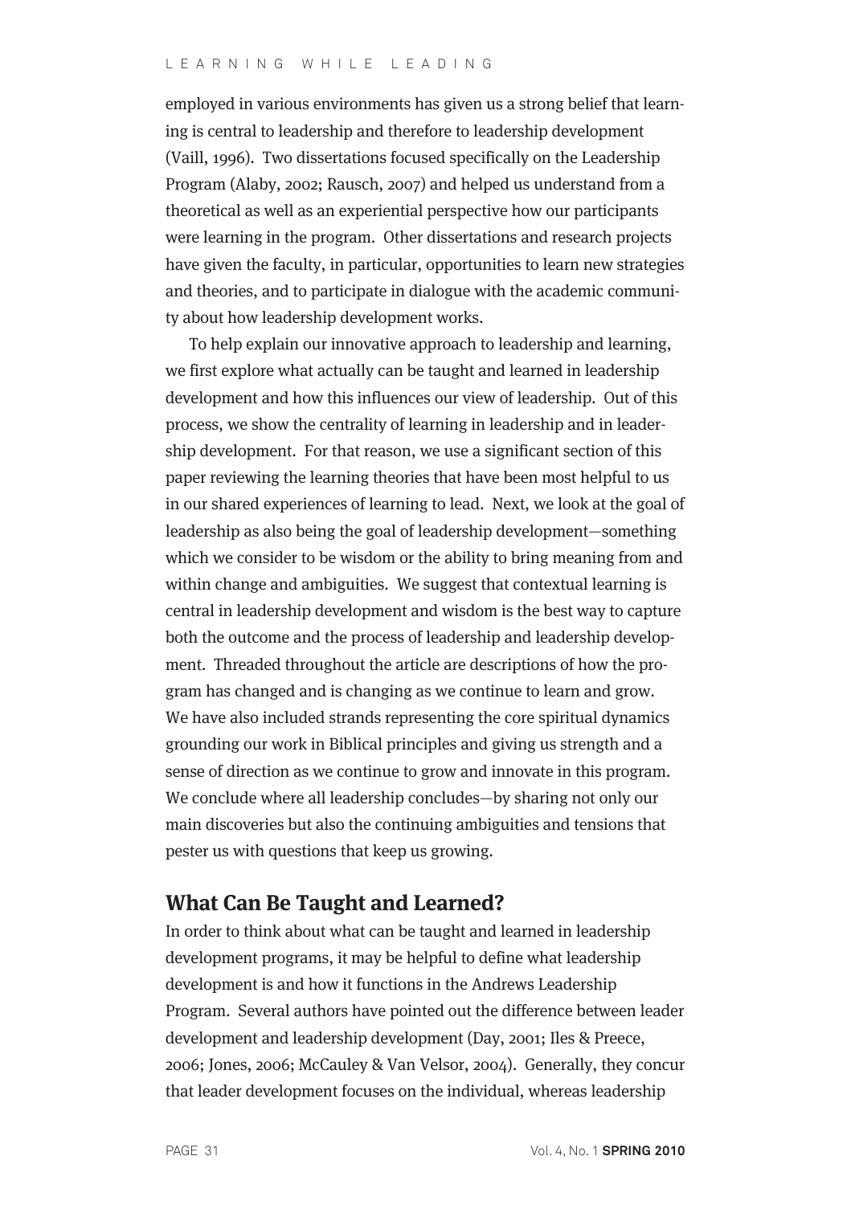employed in various environments has given us a strong belief that learning is central to leadership and therefore to leadership development (Vaill, 1996). Two dissertations focused specifically on the Leadership Program (Alaby, 2002; Rausch, 2007) and helped us understand from a theoretical as well as an experiential perspective how our participants were learning in the program. Other dissertations and research projects have given the faculty, in particular, opportunities to learn new strategies and theories, and to participate in dialogue with the academic community about how leadership development works.

To help explain our innovative approach to leadership and learning, we first explore what actually can be taught and learned in leadership development and how this influences our view of leadership. Out of this process, we show the centrality of learning in leadership and in leadership development. For that reason, we use a significant section of this paper reviewing the learning theories that have been most helpful to us in our shared experiences of learning to lead. Next, we look at the goal of leadership as also being the goal of leadership development—something which we consider to be wisdom or the ability to bring meaning from and within change and ambiguities. We suggest that contextual learning is central in leadership development and wisdom is the best way to capture both the outcome and the process of leadership and leadership development. Threaded throughout the article are descriptions of how the program has changed and is changing as we continue to learn and grow. We have also included strands representing the core spiritual dynamics grounding our work in Biblical principles and giving us strength and a sense of direction as we continue to grow and innovate in this program. We conclude where all leadership concludes—by sharing not only our main discoveries but also the continuing ambiguities and tensions that pester us with questions that keep us growing.

## What Can Be Taught and Learned?

In order to think about what can be taught and learned in leadership development programs, it may be helpful to define what leadership development is and how it functions in the Andrews Leadership Program. Several authors have pointed out the difference between leader development and leadership development (Day, 2001; Iles & Preece, 2006; Jones, 2006; McCauley & Van Velsor, 2004). Generally, they concur that leader development focuses on the individual, whereas leadership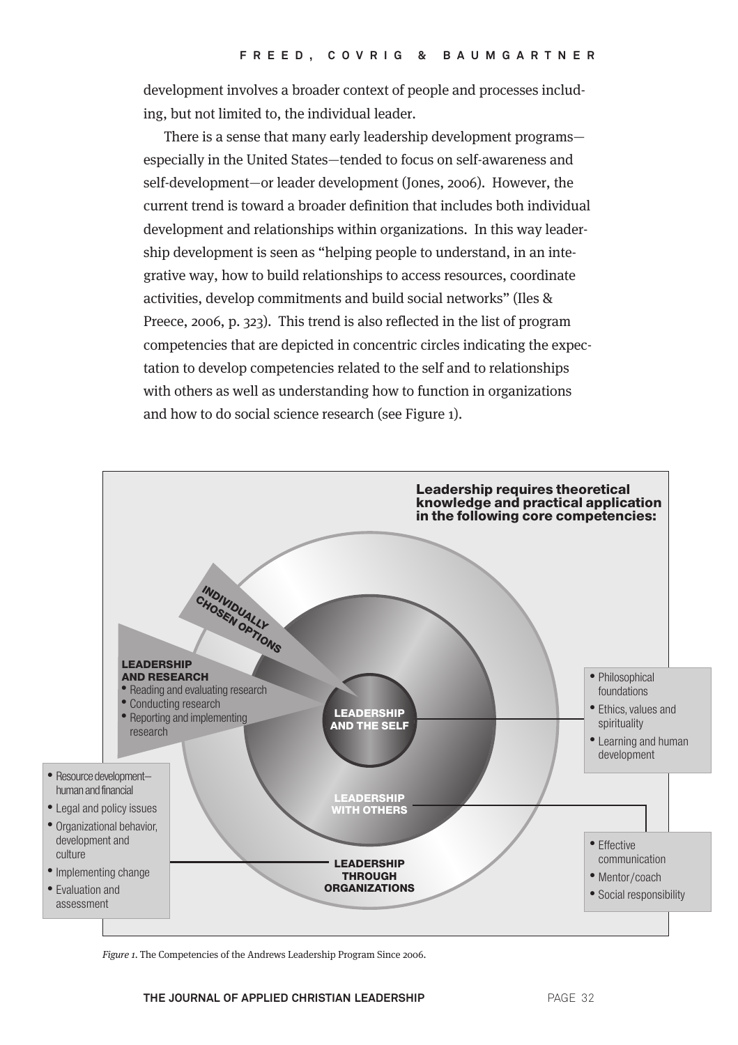development involves a broader context of people and processes including, but not limited to, the individual leader.

There is a sense that many early leadership development programs—especially in the United States—tended to focus on self-awareness and self-development—or leader development (Jones, 2006). However, the current trend is toward a broader definition that includes both individual development and relationships within organizations. In this way leadership development is seen as "helping people to understand, in an integrative way, how to build relationships to access resources, coordinate activities, develop commitments and build social networks" (Iles & Preece, 2006, p. 323). This trend is also reflected in the list of program competencies that are depicted in concentric circles indicating the expectation to develop competencies related to the self and to relationships with others as well as understanding how to function in organizations and how to do social science research (see Figure 1).

**Leadership requires theoretical knowledge and practical application in the following core competencies:**

**INDIVIDUALLY CHOSEN OPTIONS**

**LEADERSHIP AND RESEARCH**
- Reading and evaluating research
- Conducting research
- Reporting and implementing research

**LEADERSHIP AND THE SELF**
- Philosophical foundations
- Ethics, values and spirituality
- Learning and human development

**LEADERSHIP WITH OTHERS**
- Effective communication
- Mentor/coach
- Social responsibility

**LEADERSHIP THROUGH ORGANIZATIONS**
- Resource development—human and financial
- Legal and policy issues
- Organizational behavior, development and culture
- Implementing change
- Evaluation and assessment

*Figure 1.* The Competencies of the Andrews Leadership Program Since 2006.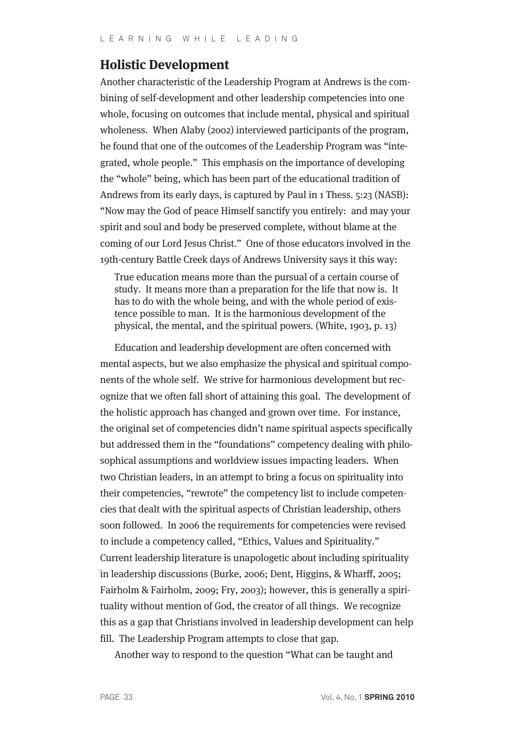## Holistic Development

Another characteristic of the Leadership Program at Andrews is the combining of self-development and other leadership competencies into one whole, focusing on outcomes that include mental, physical and spiritual wholeness. When Alaby (2002) interviewed participants of the program, he found that one of the outcomes of the Leadership Program was "integrated, whole people." This emphasis on the importance of developing the "whole" being, which has been part of the educational tradition of Andrews from its early days, is captured by Paul in 1 Thess. 5:23 (NASB): "Now may the God of peace Himself sanctify you entirely: and may your spirit and soul and body be preserved complete, without blame at the coming of our Lord Jesus Christ." One of those educators involved in the 19th-century Battle Creek days of Andrews University says it this way:

> True education means more than the pursual of a certain course of study. It means more than a preparation for the life that now is. It has to do with the whole being, and with the whole period of existence possible to man. It is the harmonious development of the physical, the mental, and the spiritual powers. (White, 1903, p. 13)

Education and leadership development are often concerned with mental aspects, but we also emphasize the physical and spiritual components of the whole self. We strive for harmonious development but recognize that we often fall short of attaining this goal. The development of the holistic approach has changed and grown over time. For instance, the original set of competencies didn't name spiritual aspects specifically but addressed them in the "foundations" competency dealing with philosophical assumptions and worldview issues impacting leaders. When two Christian leaders, in an attempt to bring a focus on spirituality into their competencies, "rewrote" the competency list to include competencies that dealt with the spiritual aspects of Christian leadership, others soon followed. In 2006 the requirements for competencies were revised to include a competency called, "Ethics, Values and Spirituality." Current leadership literature is unapologetic about including spirituality in leadership discussions (Burke, 2006; Dent, Higgins, & Wharff, 2005; Fairholm & Fairholm, 2009; Fry, 2003); however, this is generally a spirituality without mention of God, the creator of all things. We recognize this as a gap that Christians involved in leadership development can help fill. The Leadership Program attempts to close that gap.

Another way to respond to the question "What can be taught and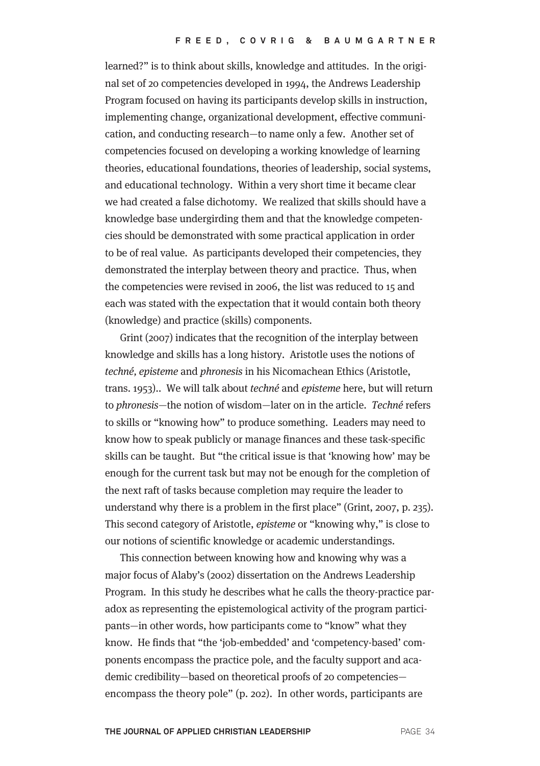learned?" is to think about skills, knowledge and attitudes. In the original set of 20 competencies developed in 1994, the Andrews Leadership Program focused on having its participants develop skills in instruction, implementing change, organizational development, effective communication, and conducting research—to name only a few. Another set of competencies focused on developing a working knowledge of learning theories, educational foundations, theories of leadership, social systems, and educational technology. Within a very short time it became clear we had created a false dichotomy. We realized that skills should have a knowledge base undergirding them and that the knowledge competencies should be demonstrated with some practical application in order to be of real value. As participants developed their competencies, they demonstrated the interplay between theory and practice. Thus, when the competencies were revised in 2006, the list was reduced to 15 and each was stated with the expectation that it would contain both theory (knowledge) and practice (skills) components.

Grint (2007) indicates that the recognition of the interplay between knowledge and skills has a long history. Aristotle uses the notions of *techné, episteme* and *phronesis* in his Nicomachean Ethics (Aristotle, trans. 1953).. We will talk about *techné* and *episteme* here, but will return to *phronesis*—the notion of wisdom—later on in the article. *Techné* refers to skills or "knowing how" to produce something. Leaders may need to know how to speak publicly or manage finances and these task-specific skills can be taught. But "the critical issue is that 'knowing how' may be enough for the current task but may not be enough for the completion of the next raft of tasks because completion may require the leader to understand why there is a problem in the first place" (Grint, 2007, p. 235). This second category of Aristotle, *episteme* or "knowing why," is close to our notions of scientific knowledge or academic understandings.

This connection between knowing how and knowing why was a major focus of Alaby's (2002) dissertation on the Andrews Leadership Program. In this study he describes what he calls the theory-practice paradox as representing the epistemological activity of the program participants—in other words, how participants come to "know" what they know. He finds that "the 'job-embedded' and 'competency-based' components encompass the practice pole, and the faculty support and academic credibility—based on theoretical proofs of 20 competencies—encompass the theory pole" (p. 202). In other words, participants are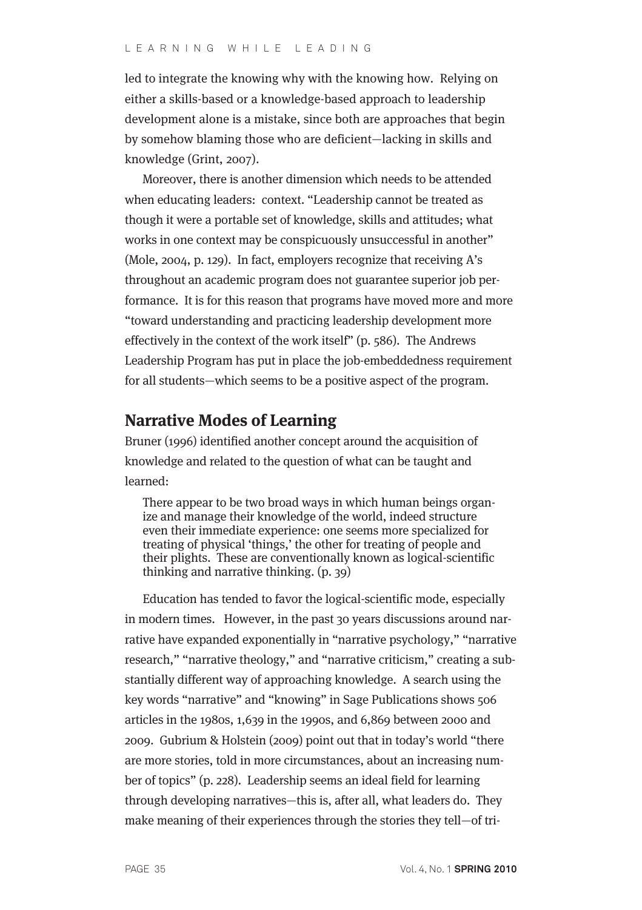led to integrate the knowing why with the knowing how. Relying on either a skills-based or a knowledge-based approach to leadership development alone is a mistake, since both are approaches that begin by somehow blaming those who are deficient—lacking in skills and knowledge (Grint, 2007).

Moreover, there is another dimension which needs to be attended when educating leaders: context. "Leadership cannot be treated as though it were a portable set of knowledge, skills and attitudes; what works in one context may be conspicuously unsuccessful in another" (Mole, 2004, p. 129). In fact, employers recognize that receiving A's throughout an academic program does not guarantee superior job performance. It is for this reason that programs have moved more and more "toward understanding and practicing leadership development more effectively in the context of the work itself" (p. 586). The Andrews Leadership Program has put in place the job-embeddedness requirement for all students—which seems to be a positive aspect of the program.

## Narrative Modes of Learning

Bruner (1996) identified another concept around the acquisition of knowledge and related to the question of what can be taught and learned:

> There appear to be two broad ways in which human beings organize and manage their knowledge of the world, indeed structure even their immediate experience: one seems more specialized for treating of physical 'things,' the other for treating of people and their plights. These are conventionally known as logical-scientific thinking and narrative thinking. (p. 39)

Education has tended to favor the logical-scientific mode, especially in modern times. However, in the past 30 years discussions around narrative have expanded exponentially in "narrative psychology," "narrative research," "narrative theology," and "narrative criticism," creating a substantially different way of approaching knowledge. A search using the key words "narrative" and "knowing" in Sage Publications shows 506 articles in the 1980s, 1,639 in the 1990s, and 6,869 between 2000 and 2009. Gubrium & Holstein (2009) point out that in today's world "there are more stories, told in more circumstances, about an increasing number of topics" (p. 228). Leadership seems an ideal field for learning through developing narratives—this is, after all, what leaders do. They make meaning of their experiences through the stories they tell—of tri-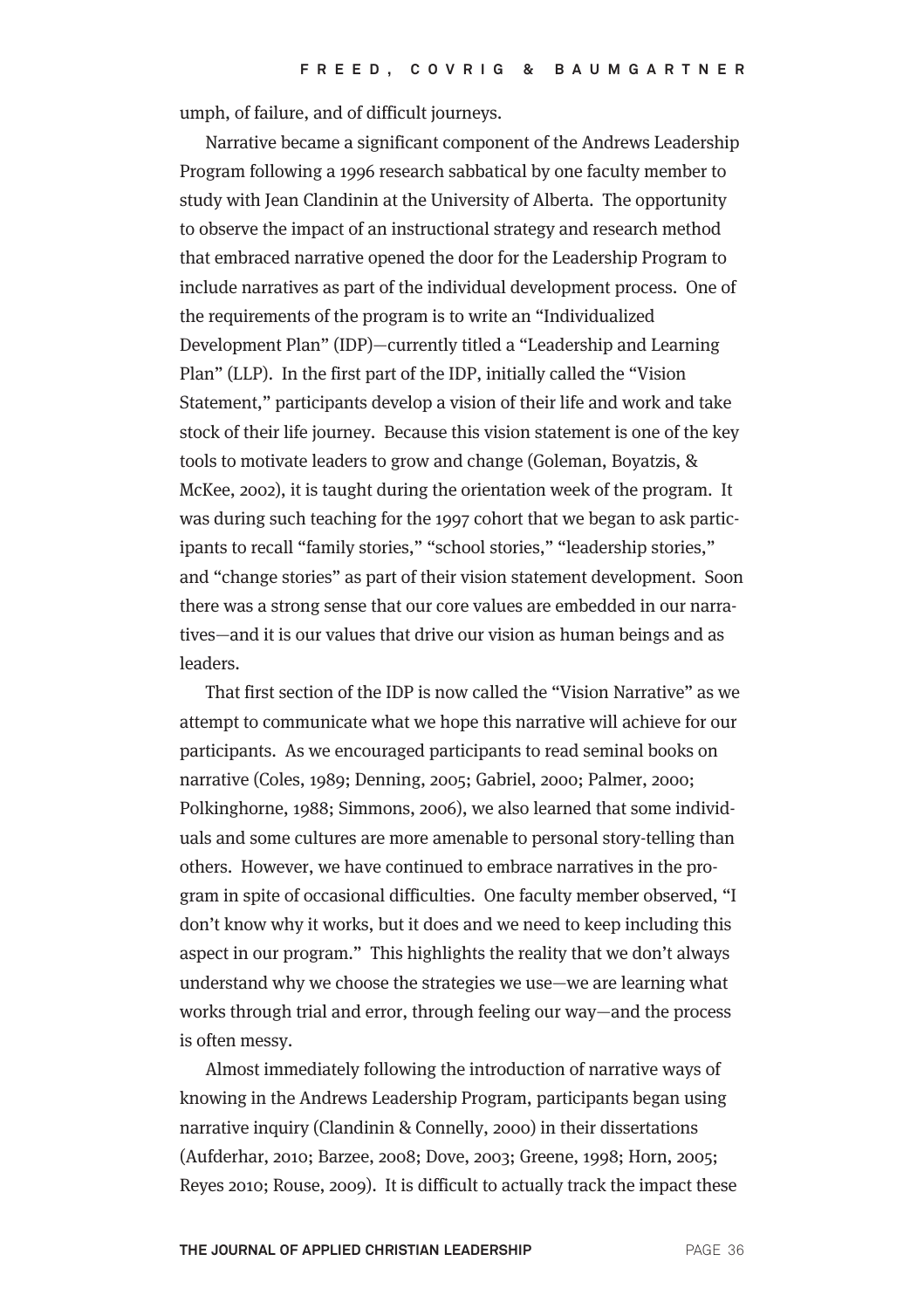umph, of failure, and of difficult journeys.

Narrative became a significant component of the Andrews Leadership Program following a 1996 research sabbatical by one faculty member to study with Jean Clandinin at the University of Alberta. The opportunity to observe the impact of an instructional strategy and research method that embraced narrative opened the door for the Leadership Program to include narratives as part of the individual development process. One of the requirements of the program is to write an "Individualized Development Plan" (IDP)—currently titled a "Leadership and Learning Plan" (LLP). In the first part of the IDP, initially called the "Vision Statement," participants develop a vision of their life and work and take stock of their life journey. Because this vision statement is one of the key tools to motivate leaders to grow and change (Goleman, Boyatzis, & McKee, 2002), it is taught during the orientation week of the program. It was during such teaching for the 1997 cohort that we began to ask participants to recall "family stories," "school stories," "leadership stories," and "change stories" as part of their vision statement development. Soon there was a strong sense that our core values are embedded in our narratives—and it is our values that drive our vision as human beings and as leaders.

That first section of the IDP is now called the "Vision Narrative" as we attempt to communicate what we hope this narrative will achieve for our participants. As we encouraged participants to read seminal books on narrative (Coles, 1989; Denning, 2005; Gabriel, 2000; Palmer, 2000; Polkinghorne, 1988; Simmons, 2006), we also learned that some individuals and some cultures are more amenable to personal story-telling than others. However, we have continued to embrace narratives in the program in spite of occasional difficulties. One faculty member observed, "I don't know why it works, but it does and we need to keep including this aspect in our program." This highlights the reality that we don't always understand why we choose the strategies we use—we are learning what works through trial and error, through feeling our way—and the process is often messy.

Almost immediately following the introduction of narrative ways of knowing in the Andrews Leadership Program, participants began using narrative inquiry (Clandinin & Connelly, 2000) in their dissertations (Aufderhar, 2010; Barzee, 2008; Dove, 2003; Greene, 1998; Horn, 2005; Reyes 2010; Rouse, 2009). It is difficult to actually track the impact these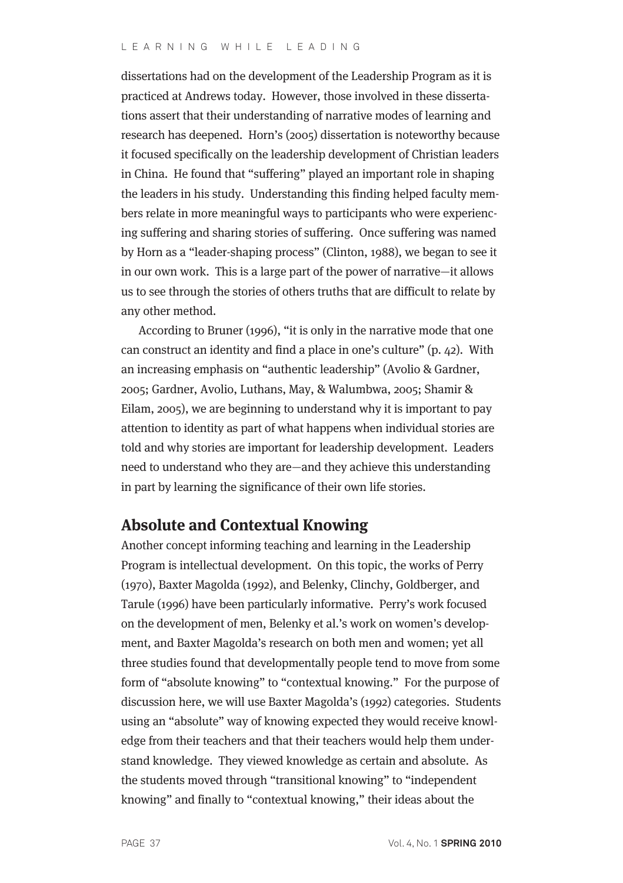dissertations had on the development of the Leadership Program as it is practiced at Andrews today. However, those involved in these dissertations assert that their understanding of narrative modes of learning and research has deepened. Horn's (2005) dissertation is noteworthy because it focused specifically on the leadership development of Christian leaders in China. He found that "suffering" played an important role in shaping the leaders in his study. Understanding this finding helped faculty members relate in more meaningful ways to participants who were experiencing suffering and sharing stories of suffering. Once suffering was named by Horn as a "leader-shaping process" (Clinton, 1988), we began to see it in our own work. This is a large part of the power of narrative—it allows us to see through the stories of others truths that are difficult to relate by any other method.

According to Bruner (1996), "it is only in the narrative mode that one can construct an identity and find a place in one's culture" (p. 42). With an increasing emphasis on "authentic leadership" (Avolio & Gardner, 2005; Gardner, Avolio, Luthans, May, & Walumbwa, 2005; Shamir & Eilam, 2005), we are beginning to understand why it is important to pay attention to identity as part of what happens when individual stories are told and why stories are important for leadership development. Leaders need to understand who they are—and they achieve this understanding in part by learning the significance of their own life stories.

## Absolute and Contextual Knowing

Another concept informing teaching and learning in the Leadership Program is intellectual development. On this topic, the works of Perry (1970), Baxter Magolda (1992), and Belenky, Clinchy, Goldberger, and Tarule (1996) have been particularly informative. Perry's work focused on the development of men, Belenky et al.'s work on women's development, and Baxter Magolda's research on both men and women; yet all three studies found that developmentally people tend to move from some form of "absolute knowing" to "contextual knowing." For the purpose of discussion here, we will use Baxter Magolda's (1992) categories. Students using an "absolute" way of knowing expected they would receive knowledge from their teachers and that their teachers would help them understand knowledge. They viewed knowledge as certain and absolute. As the students moved through "transitional knowing" to "independent knowing" and finally to "contextual knowing," their ideas about the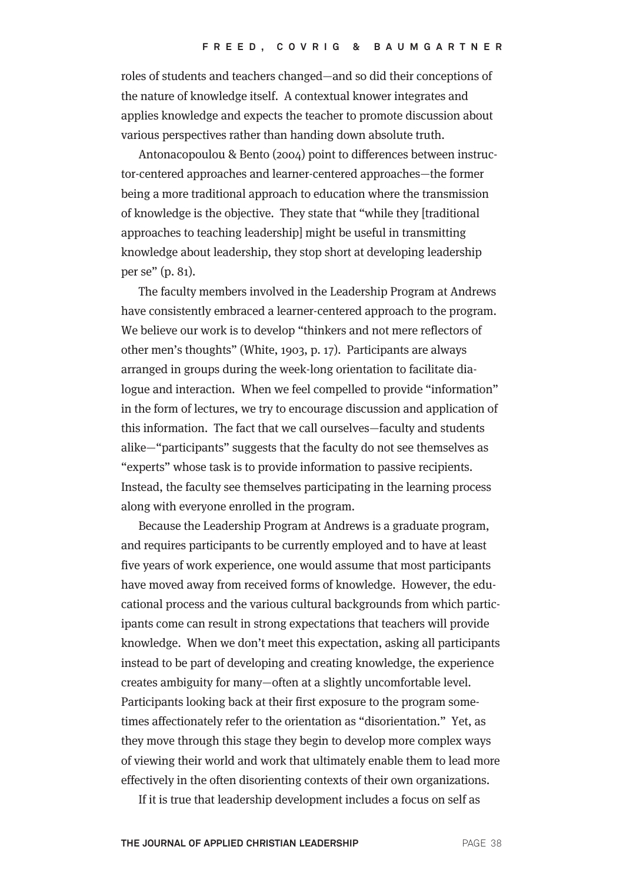roles of students and teachers changed—and so did their conceptions of the nature of knowledge itself. A contextual knower integrates and applies knowledge and expects the teacher to promote discussion about various perspectives rather than handing down absolute truth.

Antonacopoulou & Bento (2004) point to differences between instructor-centered approaches and learner-centered approaches—the former being a more traditional approach to education where the transmission of knowledge is the objective. They state that "while they [traditional approaches to teaching leadership] might be useful in transmitting knowledge about leadership, they stop short at developing leadership per se" (p. 81).

The faculty members involved in the Leadership Program at Andrews have consistently embraced a learner-centered approach to the program. We believe our work is to develop "thinkers and not mere reflectors of other men's thoughts" (White, 1903, p. 17). Participants are always arranged in groups during the week-long orientation to facilitate dialogue and interaction. When we feel compelled to provide "information" in the form of lectures, we try to encourage discussion and application of this information. The fact that we call ourselves—faculty and students alike—"participants" suggests that the faculty do not see themselves as "experts" whose task is to provide information to passive recipients. Instead, the faculty see themselves participating in the learning process along with everyone enrolled in the program.

Because the Leadership Program at Andrews is a graduate program, and requires participants to be currently employed and to have at least five years of work experience, one would assume that most participants have moved away from received forms of knowledge. However, the educational process and the various cultural backgrounds from which participants come can result in strong expectations that teachers will provide knowledge. When we don't meet this expectation, asking all participants instead to be part of developing and creating knowledge, the experience creates ambiguity for many—often at a slightly uncomfortable level. Participants looking back at their first exposure to the program sometimes affectionately refer to the orientation as "disorientation." Yet, as they move through this stage they begin to develop more complex ways of viewing their world and work that ultimately enable them to lead more effectively in the often disorienting contexts of their own organizations.

If it is true that leadership development includes a focus on self as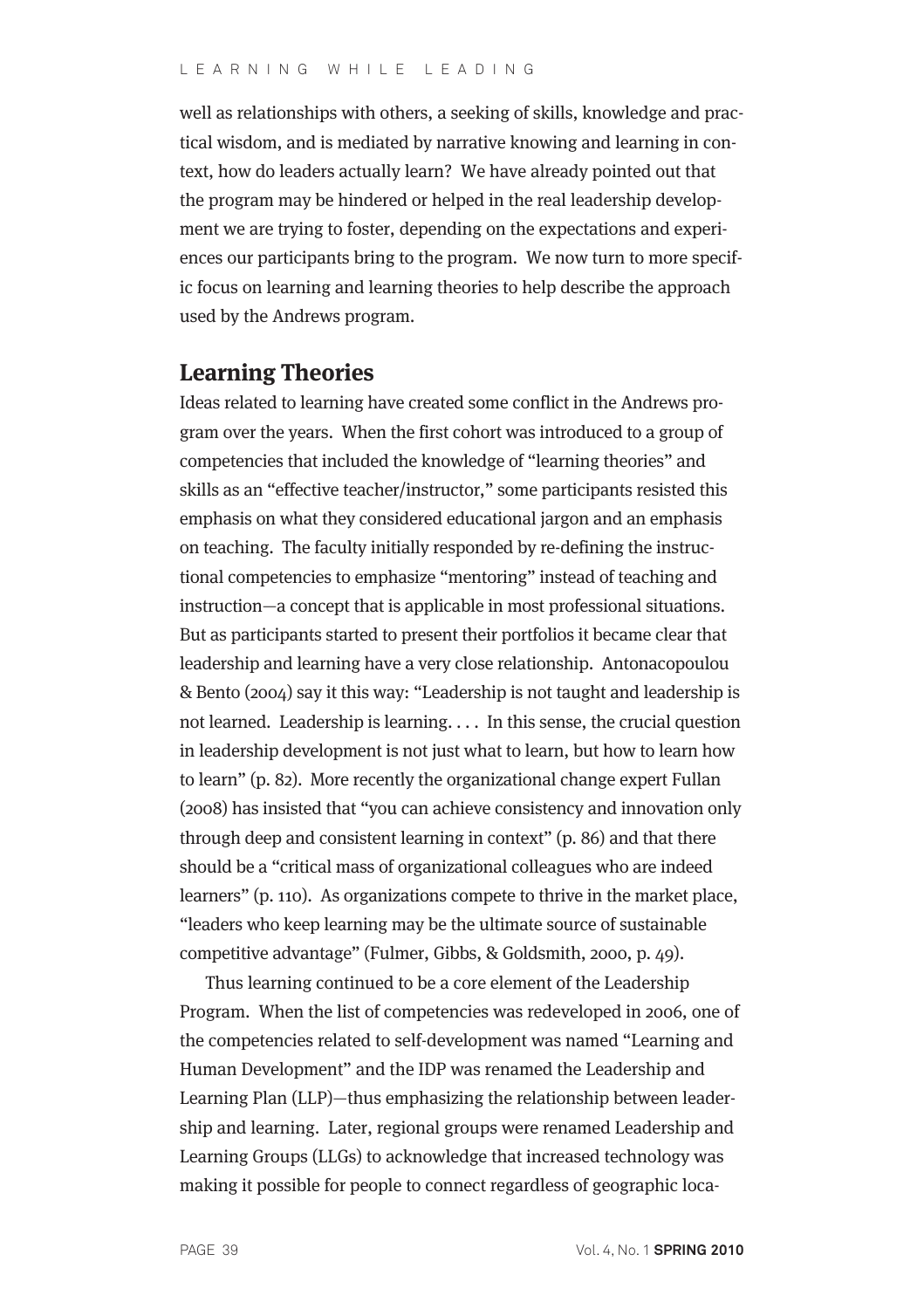well as relationships with others, a seeking of skills, knowledge and practical wisdom, and is mediated by narrative knowing and learning in context, how do leaders actually learn? We have already pointed out that the program may be hindered or helped in the real leadership development we are trying to foster, depending on the expectations and experiences our participants bring to the program. We now turn to more specific focus on learning and learning theories to help describe the approach used by the Andrews program.

## Learning Theories

Ideas related to learning have created some conflict in the Andrews program over the years. When the first cohort was introduced to a group of competencies that included the knowledge of "learning theories" and skills as an "effective teacher/instructor," some participants resisted this emphasis on what they considered educational jargon and an emphasis on teaching. The faculty initially responded by re-defining the instructional competencies to emphasize "mentoring" instead of teaching and instruction—a concept that is applicable in most professional situations. But as participants started to present their portfolios it became clear that leadership and learning have a very close relationship. Antonacopoulou & Bento (2004) say it this way: "Leadership is not taught and leadership is not learned. Leadership is learning. . . . In this sense, the crucial question in leadership development is not just what to learn, but how to learn how to learn" (p. 82). More recently the organizational change expert Fullan (2008) has insisted that "you can achieve consistency and innovation only through deep and consistent learning in context" (p. 86) and that there should be a "critical mass of organizational colleagues who are indeed learners" (p. 110). As organizations compete to thrive in the market place, "leaders who keep learning may be the ultimate source of sustainable competitive advantage" (Fulmer, Gibbs, & Goldsmith, 2000, p. 49).

Thus learning continued to be a core element of the Leadership Program. When the list of competencies was redeveloped in 2006, one of the competencies related to self-development was named "Learning and Human Development" and the IDP was renamed the Leadership and Learning Plan (LLP)—thus emphasizing the relationship between leadership and learning. Later, regional groups were renamed Leadership and Learning Groups (LLGs) to acknowledge that increased technology was making it possible for people to connect regardless of geographic loca-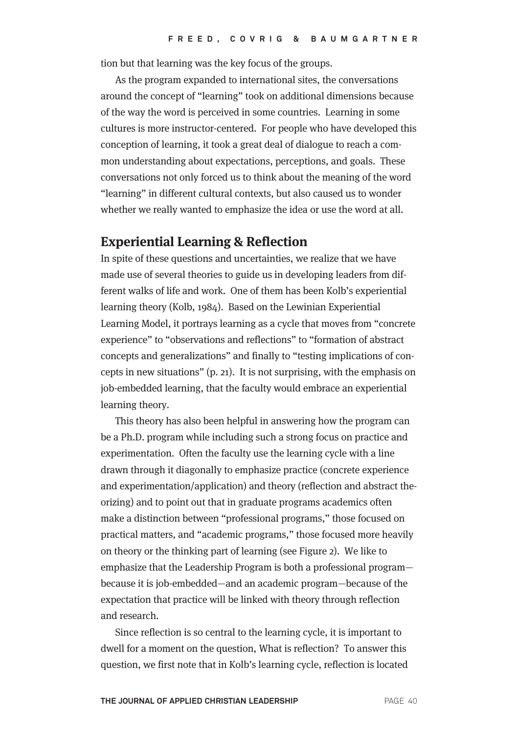tion but that learning was the key focus of the groups.

As the program expanded to international sites, the conversations around the concept of "learning" took on additional dimensions because of the way the word is perceived in some countries. Learning in some cultures is more instructor-centered. For people who have developed this conception of learning, it took a great deal of dialogue to reach a common understanding about expectations, perceptions, and goals. These conversations not only forced us to think about the meaning of the word "learning" in different cultural contexts, but also caused us to wonder whether we really wanted to emphasize the idea or use the word at all.

## Experiential Learning & Reflection

In spite of these questions and uncertainties, we realize that we have made use of several theories to guide us in developing leaders from different walks of life and work. One of them has been Kolb's experiential learning theory (Kolb, 1984). Based on the Lewinian Experiential Learning Model, it portrays learning as a cycle that moves from "concrete experience" to "observations and reflections" to "formation of abstract concepts and generalizations" and finally to "testing implications of concepts in new situations" (p. 21). It is not surprising, with the emphasis on job-embedded learning, that the faculty would embrace an experiential learning theory.

This theory has also been helpful in answering how the program can be a Ph.D. program while including such a strong focus on practice and experimentation. Often the faculty use the learning cycle with a line drawn through it diagonally to emphasize practice (concrete experience and experimentation/application) and theory (reflection and abstract theorizing) and to point out that in graduate programs academics often make a distinction between "professional programs," those focused on practical matters, and "academic programs," those focused more heavily on theory or the thinking part of learning (see Figure 2). We like to emphasize that the Leadership Program is both a professional program—because it is job-embedded—and an academic program—because of the expectation that practice will be linked with theory through reflection and research.

Since reflection is so central to the learning cycle, it is important to dwell for a moment on the question, What is reflection? To answer this question, we first note that in Kolb's learning cycle, reflection is located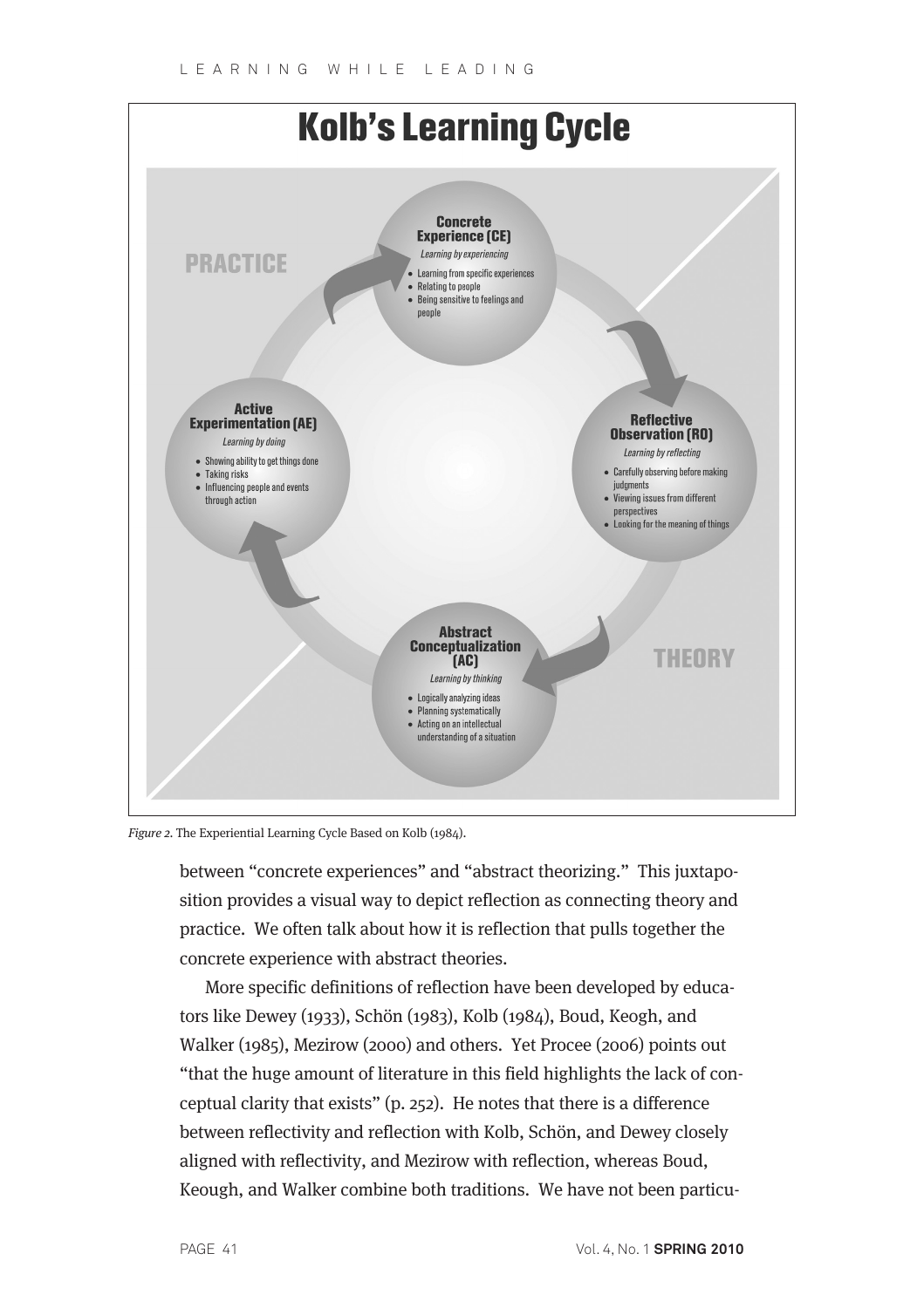## Kolb's Learning Cycle

PRACTICE

**Concrete Experience (CE)**

*Learning by experiencing*

- Learning from specific experiences
- Relating to people
- Being sensitive to feelings and people

**Reflective Observation (RO)**

*Learning by reflecting*

- Carefully observing before making judgments
- Viewing issues from different perspectives
- Looking for the meaning of things

**Abstract Conceptualization (AC)**

*Learning by thinking*

- Logically analyzing ideas
- Planning systematically
- Acting on an intellectual understanding of a situation

**Active Experimentation (AE)**

*Learning by doing*

- Showing ability to get things done
- Taking risks
- Influencing people and events through action

THEORY

*Figure 2.* The Experiential Learning Cycle Based on Kolb (1984).

between "concrete experiences" and "abstract theorizing." This juxtaposition provides a visual way to depict reflection as connecting theory and practice. We often talk about how it is reflection that pulls together the concrete experience with abstract theories.

More specific definitions of reflection have been developed by educators like Dewey (1933), Schön (1983), Kolb (1984), Boud, Keogh, and Walker (1985), Mezirow (2000) and others. Yet Procee (2006) points out "that the huge amount of literature in this field highlights the lack of conceptual clarity that exists" (p. 252). He notes that there is a difference between reflectivity and reflection with Kolb, Schön, and Dewey closely aligned with reflectivity, and Mezirow with reflection, whereas Boud, Keough, and Walker combine both traditions. We have not been particu-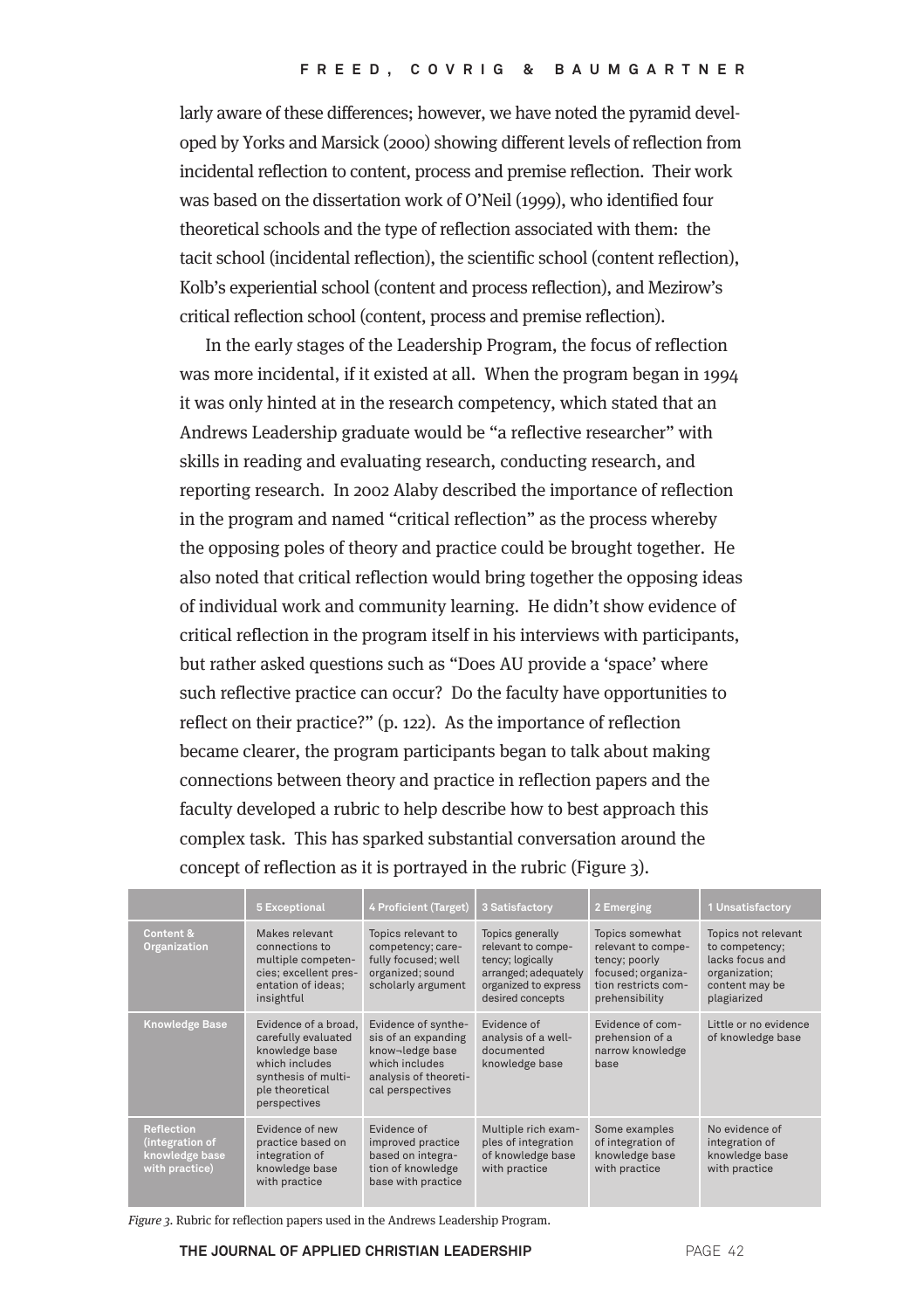larly aware of these differences; however, we have noted the pyramid developed by Yorks and Marsick (2000) showing different levels of reflection from incidental reflection to content, process and premise reflection. Their work was based on the dissertation work of O'Neil (1999), who identified four theoretical schools and the type of reflection associated with them: the tacit school (incidental reflection), the scientific school (content reflection), Kolb's experiential school (content and process reflection), and Mezirow's critical reflection school (content, process and premise reflection).

In the early stages of the Leadership Program, the focus of reflection was more incidental, if it existed at all. When the program began in 1994 it was only hinted at in the research competency, which stated that an Andrews Leadership graduate would be "a reflective researcher" with skills in reading and evaluating research, conducting research, and reporting research. In 2002 Alaby described the importance of reflection in the program and named "critical reflection" as the process whereby the opposing poles of theory and practice could be brought together. He also noted that critical reflection would bring together the opposing ideas of individual work and community learning. He didn't show evidence of critical reflection in the program itself in his interviews with participants, but rather asked questions such as "Does AU provide a 'space' where such reflective practice can occur? Do the faculty have opportunities to reflect on their practice?" (p. 122). As the importance of reflection became clearer, the program participants began to talk about making connections between theory and practice in reflection papers and the faculty developed a rubric to help describe how to best approach this complex task. This has sparked substantial conversation around the concept of reflection as it is portrayed in the rubric (Figure 3).

| | 5 Exceptional | 4 Proficient (Target) | 3 Satisfactory | 2 Emerging | 1 Unsatisfactory |
|---|---|---|---|---|---|
| Content & Organization | Makes relevant connections to multiple competencies; excellent presentation of ideas; insightful | Topics relevant to competency; carefully focused; well organized; sound scholarly argument | Topics generally relevant to competency; logically arranged; adequately organized to express desired concepts | Topics somewhat relevant to competency; poorly focused; organization restricts comprehensibility | Topics not relevant to competency; lacks focus and organization; content may be plagiarized |
| Knowledge Base | Evidence of a broad, carefully evaluated knowledge base which includes synthesis of multiple theoretical perspectives | Evidence of synthesis of an expanding know¬ledge base which includes analysis of theoretical perspectives | Evidence of analysis of a well-documented knowledge base | Evidence of comprehension of a narrow knowledge base | Little or no evidence of knowledge base |
| Reflection (integration of knowledge base with practice) | Evidence of new practice based on integration of knowledge base with practice | Evidence of improved practice based on integration of knowledge base with practice | Multiple rich examples of integration of knowledge base with practice | Some examples of integration of knowledge base with practice | No evidence of integration of knowledge base with practice |

*Figure 3.* Rubric for reflection papers used in the Andrews Leadership Program.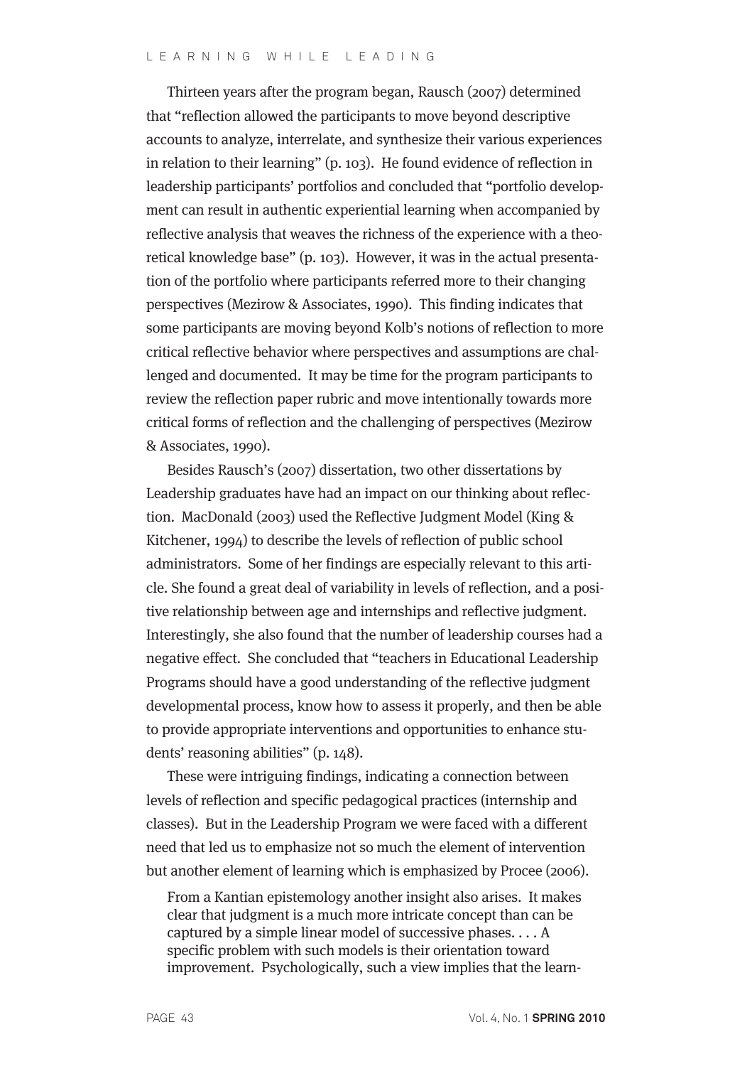Thirteen years after the program began, Rausch (2007) determined that "reflection allowed the participants to move beyond descriptive accounts to analyze, interrelate, and synthesize their various experiences in relation to their learning" (p. 103). He found evidence of reflection in leadership participants' portfolios and concluded that "portfolio development can result in authentic experiential learning when accompanied by reflective analysis that weaves the richness of the experience with a theoretical knowledge base" (p. 103). However, it was in the actual presentation of the portfolio where participants referred more to their changing perspectives (Mezirow & Associates, 1990). This finding indicates that some participants are moving beyond Kolb's notions of reflection to more critical reflective behavior where perspectives and assumptions are challenged and documented. It may be time for the program participants to review the reflection paper rubric and move intentionally towards more critical forms of reflection and the challenging of perspectives (Mezirow & Associates, 1990).

Besides Rausch's (2007) dissertation, two other dissertations by Leadership graduates have had an impact on our thinking about reflection. MacDonald (2003) used the Reflective Judgment Model (King & Kitchener, 1994) to describe the levels of reflection of public school administrators. Some of her findings are especially relevant to this article. She found a great deal of variability in levels of reflection, and a positive relationship between age and internships and reflective judgment. Interestingly, she also found that the number of leadership courses had a negative effect. She concluded that "teachers in Educational Leadership Programs should have a good understanding of the reflective judgment developmental process, know how to assess it properly, and then be able to provide appropriate interventions and opportunities to enhance students' reasoning abilities" (p. 148).

These were intriguing findings, indicating a connection between levels of reflection and specific pedagogical practices (internship and classes). But in the Leadership Program we were faced with a different need that led us to emphasize not so much the element of intervention but another element of learning which is emphasized by Procee (2006).

> From a Kantian epistemology another insight also arises. It makes clear that judgment is a much more intricate concept than can be captured by a simple linear model of successive phases. . . . A specific problem with such models is their orientation toward improvement. Psychologically, such a view implies that the learn-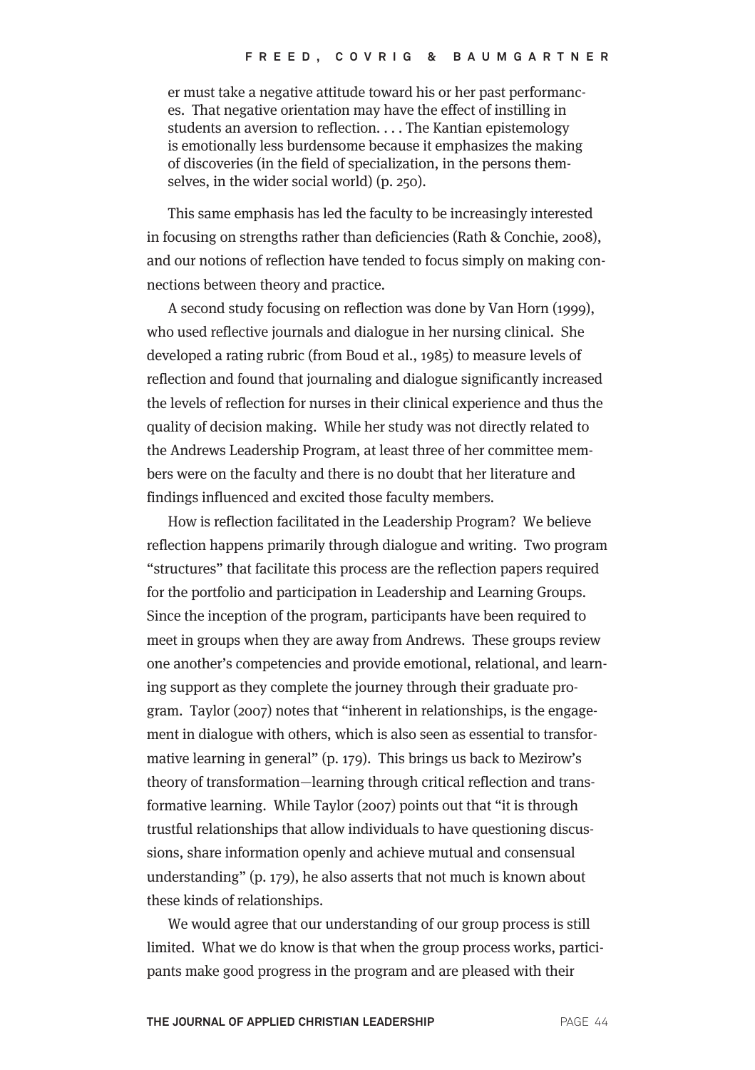> er must take a negative attitude toward his or her past performances. That negative orientation may have the effect of instilling in students an aversion to reflection. . . . The Kantian epistemology is emotionally less burdensome because it emphasizes the making of discoveries (in the field of specialization, in the persons themselves, in the wider social world) (p. 250).

This same emphasis has led the faculty to be increasingly interested in focusing on strengths rather than deficiencies (Rath & Conchie, 2008), and our notions of reflection have tended to focus simply on making connections between theory and practice.

A second study focusing on reflection was done by Van Horn (1999), who used reflective journals and dialogue in her nursing clinical. She developed a rating rubric (from Boud et al., 1985) to measure levels of reflection and found that journaling and dialogue significantly increased the levels of reflection for nurses in their clinical experience and thus the quality of decision making. While her study was not directly related to the Andrews Leadership Program, at least three of her committee members were on the faculty and there is no doubt that her literature and findings influenced and excited those faculty members.

How is reflection facilitated in the Leadership Program? We believe reflection happens primarily through dialogue and writing. Two program "structures" that facilitate this process are the reflection papers required for the portfolio and participation in Leadership and Learning Groups. Since the inception of the program, participants have been required to meet in groups when they are away from Andrews. These groups review one another's competencies and provide emotional, relational, and learning support as they complete the journey through their graduate program. Taylor (2007) notes that "inherent in relationships, is the engagement in dialogue with others, which is also seen as essential to transformative learning in general" (p. 179). This brings us back to Mezirow's theory of transformation—learning through critical reflection and transformative learning. While Taylor (2007) points out that "it is through trustful relationships that allow individuals to have questioning discussions, share information openly and achieve mutual and consensual understanding" (p. 179), he also asserts that not much is known about these kinds of relationships.

We would agree that our understanding of our group process is still limited. What we do know is that when the group process works, participants make good progress in the program and are pleased with their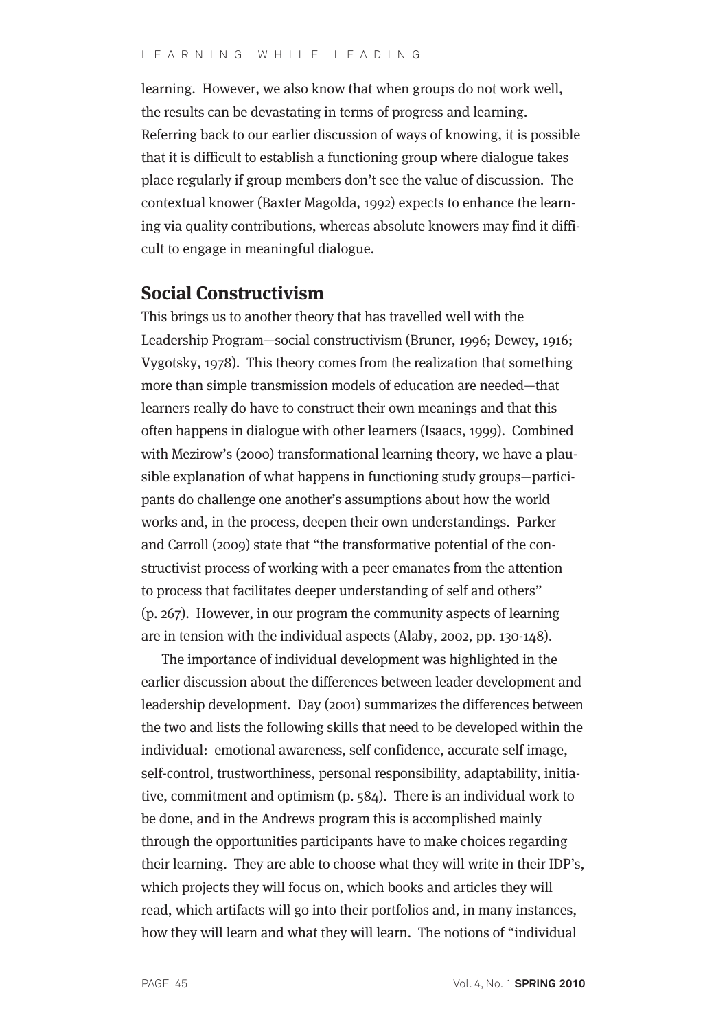learning. However, we also know that when groups do not work well, the results can be devastating in terms of progress and learning. Referring back to our earlier discussion of ways of knowing, it is possible that it is difficult to establish a functioning group where dialogue takes place regularly if group members don't see the value of discussion. The contextual knower (Baxter Magolda, 1992) expects to enhance the learning via quality contributions, whereas absolute knowers may find it difficult to engage in meaningful dialogue.

## Social Constructivism

This brings us to another theory that has travelled well with the Leadership Program—social constructivism (Bruner, 1996; Dewey, 1916; Vygotsky, 1978). This theory comes from the realization that something more than simple transmission models of education are needed—that learners really do have to construct their own meanings and that this often happens in dialogue with other learners (Isaacs, 1999). Combined with Mezirow's (2000) transformational learning theory, we have a plausible explanation of what happens in functioning study groups—participants do challenge one another's assumptions about how the world works and, in the process, deepen their own understandings. Parker and Carroll (2009) state that "the transformative potential of the constructivist process of working with a peer emanates from the attention to process that facilitates deeper understanding of self and others" (p. 267). However, in our program the community aspects of learning are in tension with the individual aspects (Alaby, 2002, pp. 130-148).

The importance of individual development was highlighted in the earlier discussion about the differences between leader development and leadership development. Day (2001) summarizes the differences between the two and lists the following skills that need to be developed within the individual: emotional awareness, self confidence, accurate self image, self-control, trustworthiness, personal responsibility, adaptability, initiative, commitment and optimism (p. 584). There is an individual work to be done, and in the Andrews program this is accomplished mainly through the opportunities participants have to make choices regarding their learning. They are able to choose what they will write in their IDP's, which projects they will focus on, which books and articles they will read, which artifacts will go into their portfolios and, in many instances, how they will learn and what they will learn. The notions of "individual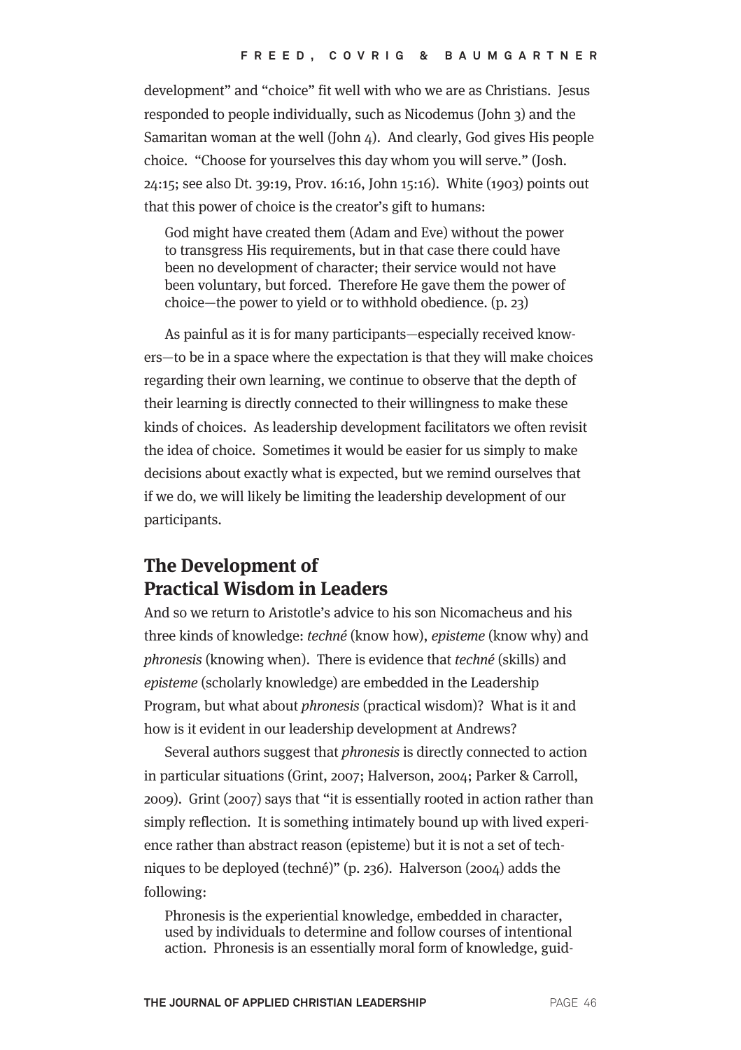development" and "choice" fit well with who we are as Christians. Jesus responded to people individually, such as Nicodemus (John 3) and the Samaritan woman at the well (John 4). And clearly, God gives His people choice. "Choose for yourselves this day whom you will serve." (Josh. 24:15; see also Dt. 39:19, Prov. 16:16, John 15:16). White (1903) points out that this power of choice is the creator's gift to humans:

> God might have created them (Adam and Eve) without the power to transgress His requirements, but in that case there could have been no development of character; their service would not have been voluntary, but forced. Therefore He gave them the power of choice—the power to yield or to withhold obedience. (p. 23)

As painful as it is for many participants—especially received knowers—to be in a space where the expectation is that they will make choices regarding their own learning, we continue to observe that the depth of their learning is directly connected to their willingness to make these kinds of choices. As leadership development facilitators we often revisit the idea of choice. Sometimes it would be easier for us simply to make decisions about exactly what is expected, but we remind ourselves that if we do, we will likely be limiting the leadership development of our participants.

## The Development of Practical Wisdom in Leaders

And so we return to Aristotle's advice to his son Nicomacheus and his three kinds of knowledge: *techné* (know how), *episteme* (know why) and *phronesis* (knowing when). There is evidence that *techné* (skills) and *episteme* (scholarly knowledge) are embedded in the Leadership Program, but what about *phronesis* (practical wisdom)? What is it and how is it evident in our leadership development at Andrews?

Several authors suggest that *phronesis* is directly connected to action in particular situations (Grint, 2007; Halverson, 2004; Parker & Carroll, 2009). Grint (2007) says that "it is essentially rooted in action rather than simply reflection. It is something intimately bound up with lived experience rather than abstract reason (episteme) but it is not a set of techniques to be deployed (techné)" (p. 236). Halverson (2004) adds the following:

> Phronesis is the experiential knowledge, embedded in character, used by individuals to determine and follow courses of intentional action. Phronesis is an essentially moral form of knowledge, guid-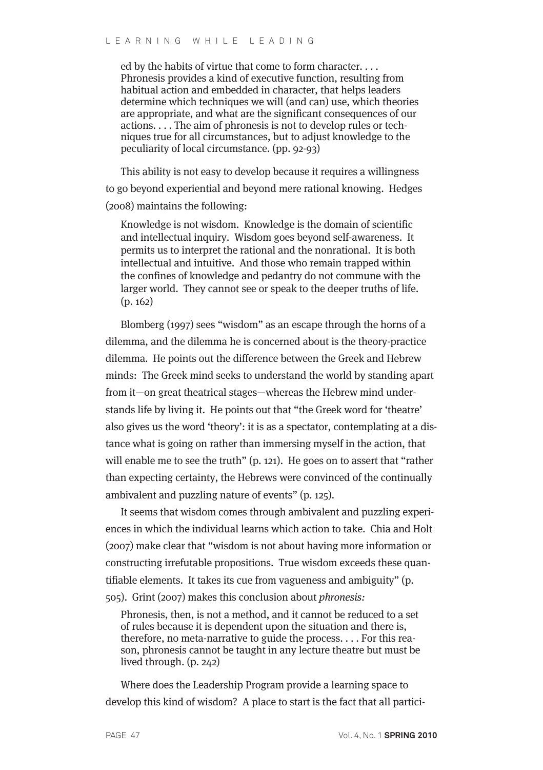> ed by the habits of virtue that come to form character. . . . Phronesis provides a kind of executive function, resulting from habitual action and embedded in character, that helps leaders determine which techniques we will (and can) use, which theories are appropriate, and what are the significant consequences of our actions. . . . The aim of phronesis is not to develop rules or techniques true for all circumstances, but to adjust knowledge to the peculiarity of local circumstance. (pp. 92-93)

This ability is not easy to develop because it requires a willingness to go beyond experiential and beyond mere rational knowing. Hedges (2008) maintains the following:

> Knowledge is not wisdom. Knowledge is the domain of scientific and intellectual inquiry. Wisdom goes beyond self-awareness. It permits us to interpret the rational and the nonrational. It is both intellectual and intuitive. And those who remain trapped within the confines of knowledge and pedantry do not commune with the larger world. They cannot see or speak to the deeper truths of life. (p. 162)

Blomberg (1997) sees "wisdom" as an escape through the horns of a dilemma, and the dilemma he is concerned about is the theory-practice dilemma. He points out the difference between the Greek and Hebrew minds: The Greek mind seeks to understand the world by standing apart from it—on great theatrical stages—whereas the Hebrew mind understands life by living it. He points out that "the Greek word for 'theatre' also gives us the word 'theory': it is as a spectator, contemplating at a distance what is going on rather than immersing myself in the action, that will enable me to see the truth" (p. 121). He goes on to assert that "rather than expecting certainty, the Hebrews were convinced of the continually ambivalent and puzzling nature of events" (p. 125).

It seems that wisdom comes through ambivalent and puzzling experiences in which the individual learns which action to take. Chia and Holt (2007) make clear that "wisdom is not about having more information or constructing irrefutable propositions. True wisdom exceeds these quantifiable elements. It takes its cue from vagueness and ambiguity" (p. 505). Grint (2007) makes this conclusion about *phronesis:*

> Phronesis, then, is not a method, and it cannot be reduced to a set of rules because it is dependent upon the situation and there is, therefore, no meta-narrative to guide the process. . . . For this reason, phronesis cannot be taught in any lecture theatre but must be lived through. (p. 242)

Where does the Leadership Program provide a learning space to develop this kind of wisdom? A place to start is the fact that all partici-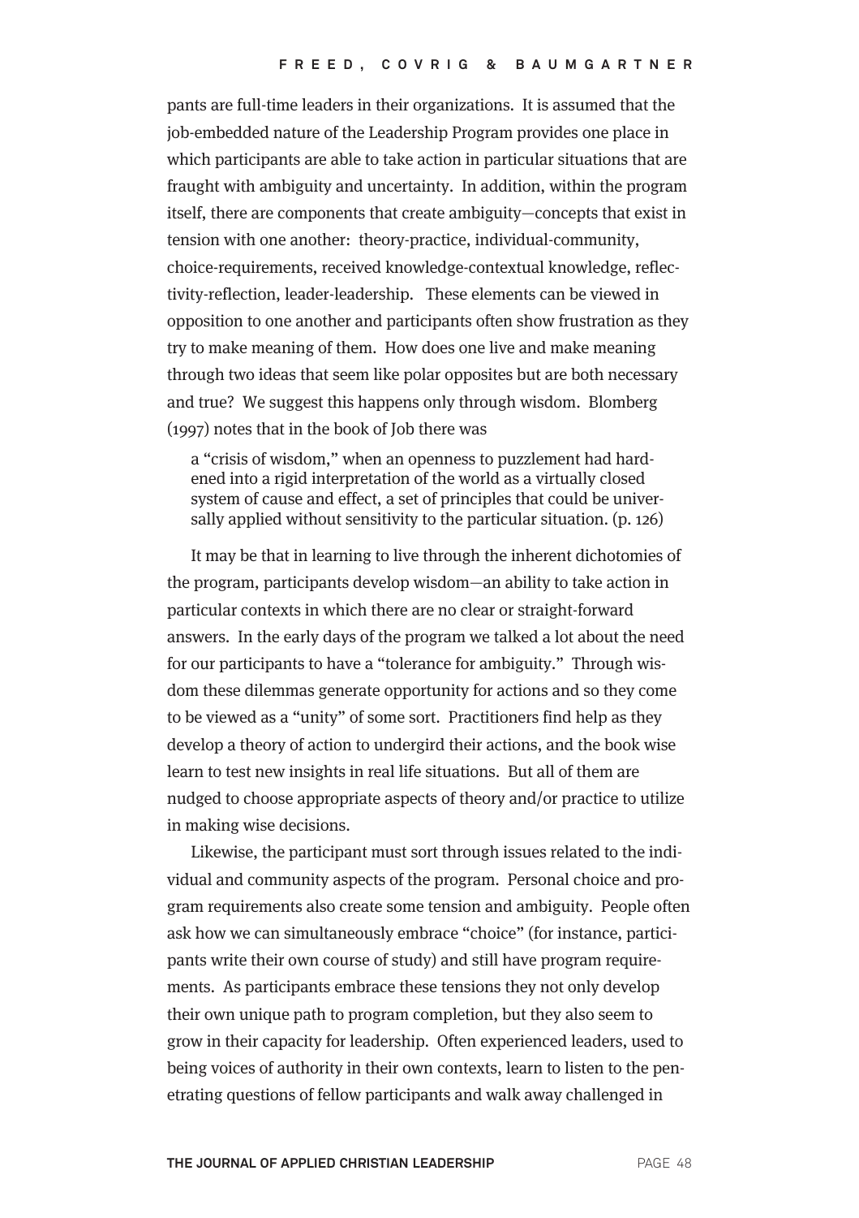pants are full-time leaders in their organizations. It is assumed that the job-embedded nature of the Leadership Program provides one place in which participants are able to take action in particular situations that are fraught with ambiguity and uncertainty. In addition, within the program itself, there are components that create ambiguity—concepts that exist in tension with one another: theory-practice, individual-community, choice-requirements, received knowledge-contextual knowledge, reflectivity-reflection, leader-leadership. These elements can be viewed in opposition to one another and participants often show frustration as they try to make meaning of them. How does one live and make meaning through two ideas that seem like polar opposites but are both necessary and true? We suggest this happens only through wisdom. Blomberg (1997) notes that in the book of Job there was

> a "crisis of wisdom," when an openness to puzzlement had hardened into a rigid interpretation of the world as a virtually closed system of cause and effect, a set of principles that could be universally applied without sensitivity to the particular situation. (p. 126)

It may be that in learning to live through the inherent dichotomies of the program, participants develop wisdom—an ability to take action in particular contexts in which there are no clear or straight-forward answers. In the early days of the program we talked a lot about the need for our participants to have a "tolerance for ambiguity." Through wisdom these dilemmas generate opportunity for actions and so they come to be viewed as a "unity" of some sort. Practitioners find help as they develop a theory of action to undergird their actions, and the book wise learn to test new insights in real life situations. But all of them are nudged to choose appropriate aspects of theory and/or practice to utilize in making wise decisions.

Likewise, the participant must sort through issues related to the individual and community aspects of the program. Personal choice and program requirements also create some tension and ambiguity. People often ask how we can simultaneously embrace "choice" (for instance, participants write their own course of study) and still have program requirements. As participants embrace these tensions they not only develop their own unique path to program completion, but they also seem to grow in their capacity for leadership. Often experienced leaders, used to being voices of authority in their own contexts, learn to listen to the penetrating questions of fellow participants and walk away challenged in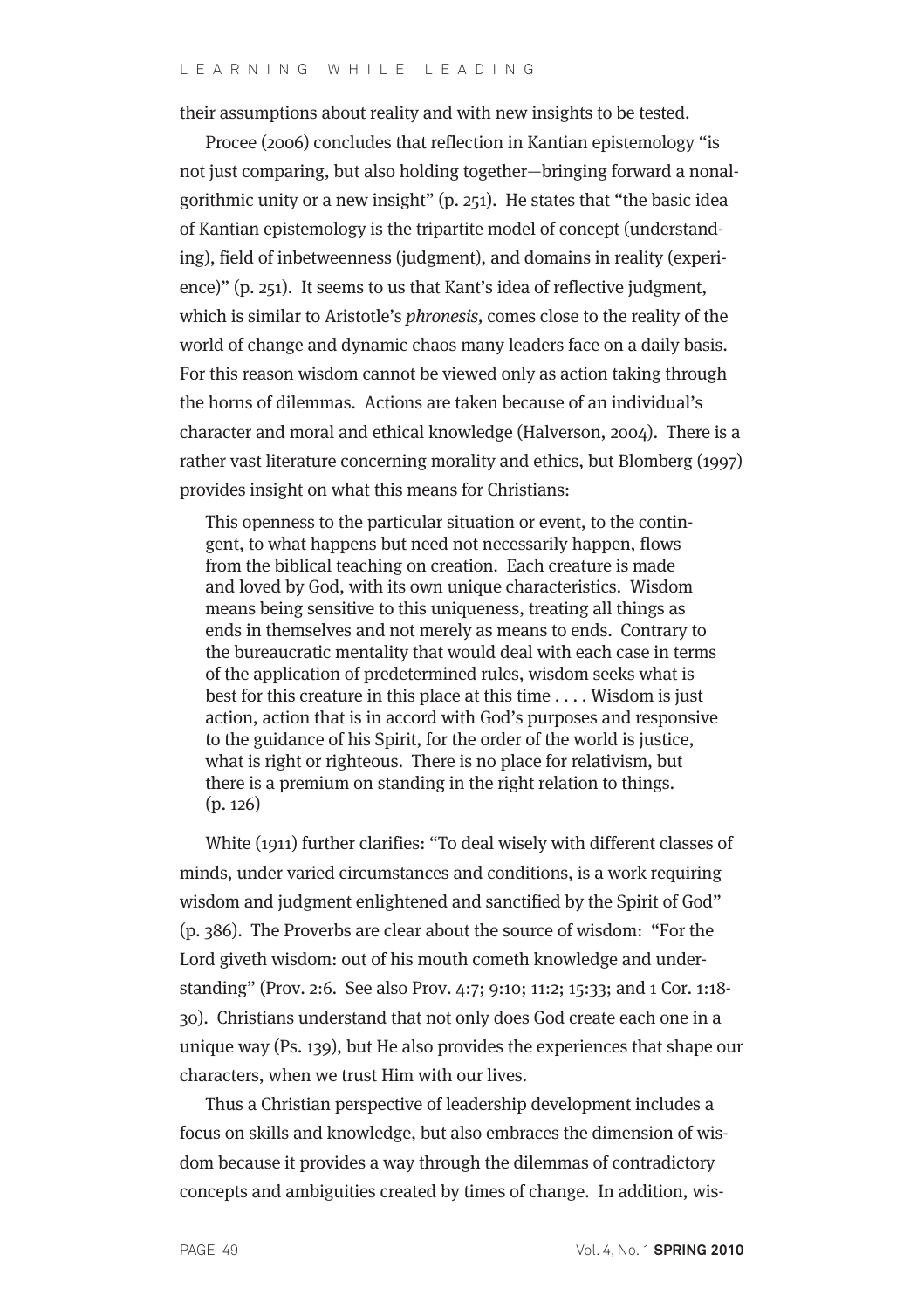their assumptions about reality and with new insights to be tested.

Procee (2006) concludes that reflection in Kantian epistemology "is not just comparing, but also holding together—bringing forward a nonalgorithmic unity or a new insight" (p. 251). He states that "the basic idea of Kantian epistemology is the tripartite model of concept (understanding), field of inbetweenness (judgment), and domains in reality (experience)" (p. 251). It seems to us that Kant's idea of reflective judgment, which is similar to Aristotle's *phronesis,* comes close to the reality of the world of change and dynamic chaos many leaders face on a daily basis. For this reason wisdom cannot be viewed only as action taking through the horns of dilemmas. Actions are taken because of an individual's character and moral and ethical knowledge (Halverson, 2004). There is a rather vast literature concerning morality and ethics, but Blomberg (1997) provides insight on what this means for Christians:

> This openness to the particular situation or event, to the contingent, to what happens but need not necessarily happen, flows from the biblical teaching on creation. Each creature is made and loved by God, with its own unique characteristics. Wisdom means being sensitive to this uniqueness, treating all things as ends in themselves and not merely as means to ends. Contrary to the bureaucratic mentality that would deal with each case in terms of the application of predetermined rules, wisdom seeks what is best for this creature in this place at this time . . . . Wisdom is just action, action that is in accord with God's purposes and responsive to the guidance of his Spirit, for the order of the world is justice, what is right or righteous. There is no place for relativism, but there is a premium on standing in the right relation to things. (p. 126)

White (1911) further clarifies: "To deal wisely with different classes of minds, under varied circumstances and conditions, is a work requiring wisdom and judgment enlightened and sanctified by the Spirit of God" (p. 386). The Proverbs are clear about the source of wisdom: "For the Lord giveth wisdom: out of his mouth cometh knowledge and understanding" (Prov. 2:6. See also Prov. 4:7; 9:10; 11:2; 15:33; and 1 Cor. 1:18-30). Christians understand that not only does God create each one in a unique way (Ps. 139), but He also provides the experiences that shape our characters, when we trust Him with our lives.

Thus a Christian perspective of leadership development includes a focus on skills and knowledge, but also embraces the dimension of wisdom because it provides a way through the dilemmas of contradictory concepts and ambiguities created by times of change. In addition, wis-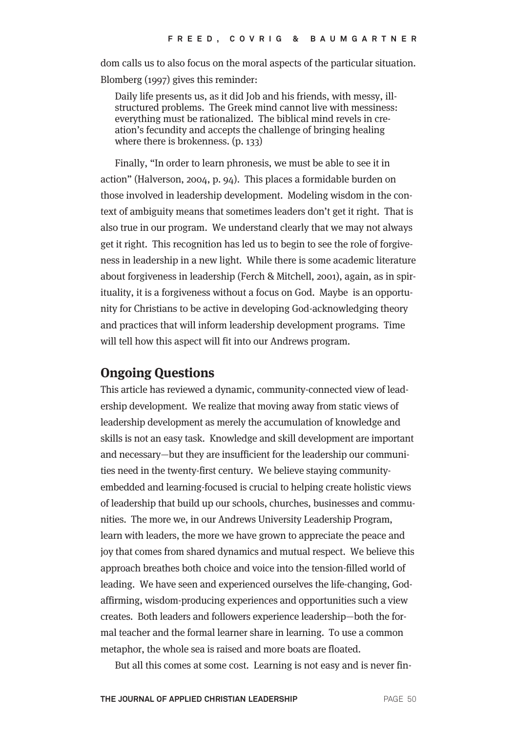dom calls us to also focus on the moral aspects of the particular situation. Blomberg (1997) gives this reminder:

> Daily life presents us, as it did Job and his friends, with messy, ill-structured problems. The Greek mind cannot live with messiness: everything must be rationalized. The biblical mind revels in creation's fecundity and accepts the challenge of bringing healing where there is brokenness. (p. 133)

Finally, "In order to learn phronesis, we must be able to see it in action" (Halverson, 2004, p. 94). This places a formidable burden on those involved in leadership development. Modeling wisdom in the context of ambiguity means that sometimes leaders don't get it right. That is also true in our program. We understand clearly that we may not always get it right. This recognition has led us to begin to see the role of forgiveness in leadership in a new light. While there is some academic literature about forgiveness in leadership (Ferch & Mitchell, 2001), again, as in spirituality, it is a forgiveness without a focus on God. Maybe is an opportunity for Christians to be active in developing God-acknowledging theory and practices that will inform leadership development programs. Time will tell how this aspect will fit into our Andrews program.

## Ongoing Questions

This article has reviewed a dynamic, community-connected view of leadership development. We realize that moving away from static views of leadership development as merely the accumulation of knowledge and skills is not an easy task. Knowledge and skill development are important and necessary—but they are insufficient for the leadership our communities need in the twenty-first century. We believe staying community-embedded and learning-focused is crucial to helping create holistic views of leadership that build up our schools, churches, businesses and communities. The more we, in our Andrews University Leadership Program, learn with leaders, the more we have grown to appreciate the peace and joy that comes from shared dynamics and mutual respect. We believe this approach breathes both choice and voice into the tension-filled world of leading. We have seen and experienced ourselves the life-changing, God-affirming, wisdom-producing experiences and opportunities such a view creates. Both leaders and followers experience leadership—both the formal teacher and the formal learner share in learning. To use a common metaphor, the whole sea is raised and more boats are floated.

But all this comes at some cost. Learning is not easy and is never fin-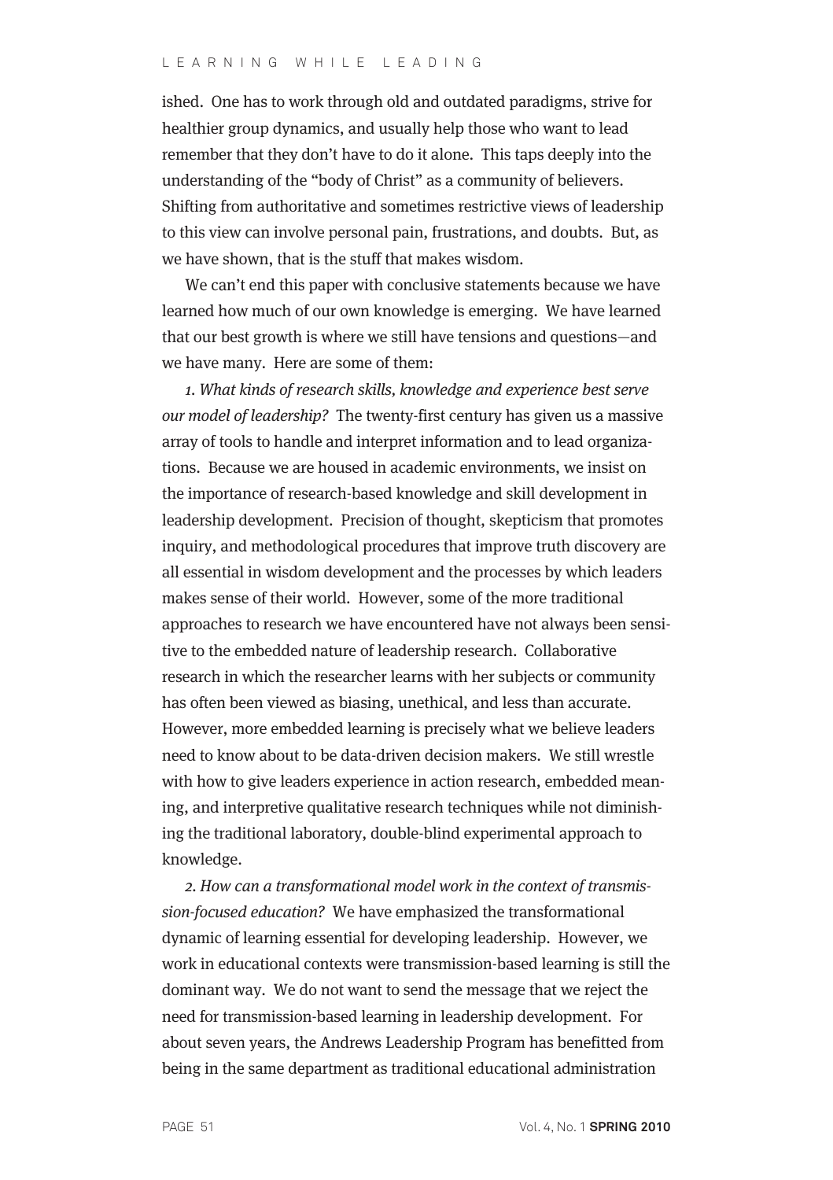ished. One has to work through old and outdated paradigms, strive for healthier group dynamics, and usually help those who want to lead remember that they don't have to do it alone. This taps deeply into the understanding of the "body of Christ" as a community of believers. Shifting from authoritative and sometimes restrictive views of leadership to this view can involve personal pain, frustrations, and doubts. But, as we have shown, that is the stuff that makes wisdom.

We can't end this paper with conclusive statements because we have learned how much of our own knowledge is emerging. We have learned that our best growth is where we still have tensions and questions—and we have many. Here are some of them:

*1. What kinds of research skills, knowledge and experience best serve our model of leadership?* The twenty-first century has given us a massive array of tools to handle and interpret information and to lead organizations. Because we are housed in academic environments, we insist on the importance of research-based knowledge and skill development in leadership development. Precision of thought, skepticism that promotes inquiry, and methodological procedures that improve truth discovery are all essential in wisdom development and the processes by which leaders makes sense of their world. However, some of the more traditional approaches to research we have encountered have not always been sensitive to the embedded nature of leadership research. Collaborative research in which the researcher learns with her subjects or community has often been viewed as biasing, unethical, and less than accurate. However, more embedded learning is precisely what we believe leaders need to know about to be data-driven decision makers. We still wrestle with how to give leaders experience in action research, embedded meaning, and interpretive qualitative research techniques while not diminishing the traditional laboratory, double-blind experimental approach to knowledge.

*2. How can a transformational model work in the context of transmission-focused education?* We have emphasized the transformational dynamic of learning essential for developing leadership. However, we work in educational contexts were transmission-based learning is still the dominant way. We do not want to send the message that we reject the need for transmission-based learning in leadership development. For about seven years, the Andrews Leadership Program has benefitted from being in the same department as traditional educational administration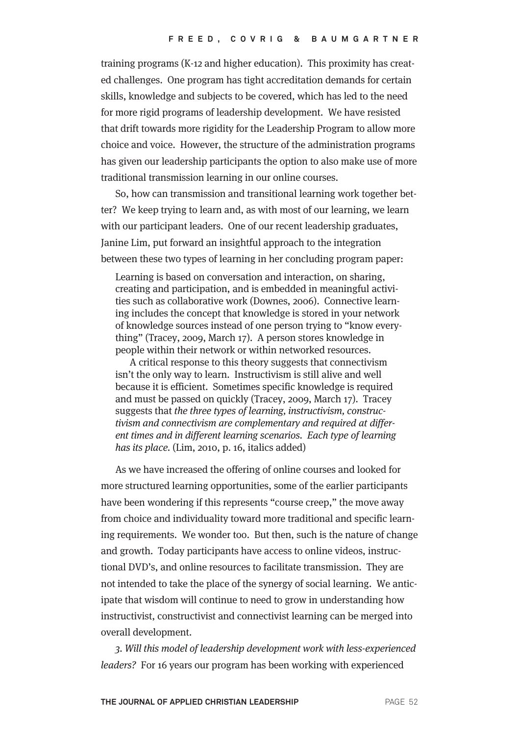training programs (K-12 and higher education). This proximity has created challenges. One program has tight accreditation demands for certain skills, knowledge and subjects to be covered, which has led to the need for more rigid programs of leadership development. We have resisted that drift towards more rigidity for the Leadership Program to allow more choice and voice. However, the structure of the administration programs has given our leadership participants the option to also make use of more traditional transmission learning in our online courses.

So, how can transmission and transitional learning work together better? We keep trying to learn and, as with most of our learning, we learn with our participant leaders. One of our recent leadership graduates, Janine Lim, put forward an insightful approach to the integration between these two types of learning in her concluding program paper:

> Learning is based on conversation and interaction, on sharing, creating and participation, and is embedded in meaningful activities such as collaborative work (Downes, 2006). Connective learning includes the concept that knowledge is stored in your network of knowledge sources instead of one person trying to "know everything" (Tracey, 2009, March 17). A person stores knowledge in people within their network or within networked resources.
>
> A critical response to this theory suggests that connectivism isn't the only way to learn. Instructivism is still alive and well because it is efficient. Sometimes specific knowledge is required and must be passed on quickly (Tracey, 2009, March 17). Tracey suggests that *the three types of learning, instructivism, constructivism and connectivism are complementary and required at different times and in different learning scenarios. Each type of learning has its place.* (Lim, 2010, p. 16, italics added)

As we have increased the offering of online courses and looked for more structured learning opportunities, some of the earlier participants have been wondering if this represents "course creep," the move away from choice and individuality toward more traditional and specific learning requirements. We wonder too. But then, such is the nature of change and growth. Today participants have access to online videos, instructional DVD's, and online resources to facilitate transmission. They are not intended to take the place of the synergy of social learning. We anticipate that wisdom will continue to need to grow in understanding how instructivist, constructivist and connectivist learning can be merged into overall development.

*3. Will this model of leadership development work with less-experienced leaders?* For 16 years our program has been working with experienced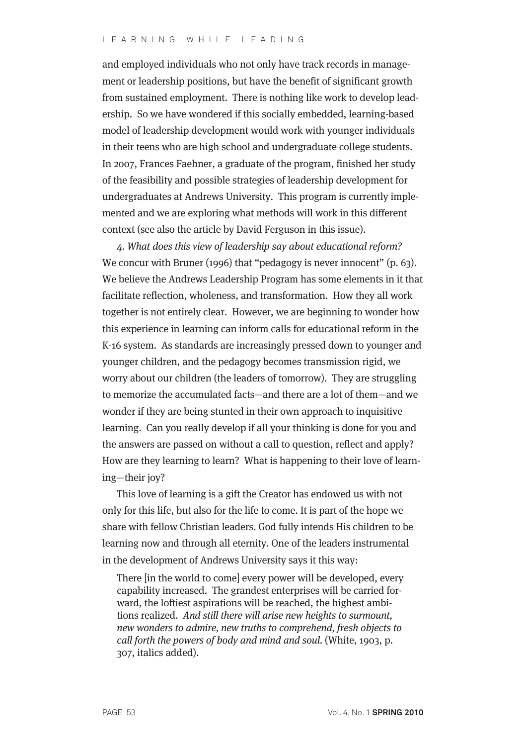and employed individuals who not only have track records in management or leadership positions, but have the benefit of significant growth from sustained employment. There is nothing like work to develop leadership. So we have wondered if this socially embedded, learning-based model of leadership development would work with younger individuals in their teens who are high school and undergraduate college students. In 2007, Frances Faehner, a graduate of the program, finished her study of the feasibility and possible strategies of leadership development for undergraduates at Andrews University. This program is currently implemented and we are exploring what methods will work in this different context (see also the article by David Ferguson in this issue).

*4. What does this view of leadership say about educational reform?* We concur with Bruner (1996) that "pedagogy is never innocent" (p. 63). We believe the Andrews Leadership Program has some elements in it that facilitate reflection, wholeness, and transformation. How they all work together is not entirely clear. However, we are beginning to wonder how this experience in learning can inform calls for educational reform in the K-16 system. As standards are increasingly pressed down to younger and younger children, and the pedagogy becomes transmission rigid, we worry about our children (the leaders of tomorrow). They are struggling to memorize the accumulated facts—and there are a lot of them—and we wonder if they are being stunted in their own approach to inquisitive learning. Can you really develop if all your thinking is done for you and the answers are passed on without a call to question, reflect and apply? How are they learning to learn? What is happening to their love of learning—their joy?

This love of learning is a gift the Creator has endowed us with not only for this life, but also for the life to come. It is part of the hope we share with fellow Christian leaders. God fully intends His children to be learning now and through all eternity. One of the leaders instrumental in the development of Andrews University says it this way:

> There [in the world to come] every power will be developed, every capability increased. The grandest enterprises will be carried forward, the loftiest aspirations will be reached, the highest ambitions realized. *And still there will arise new heights to surmount, new wonders to admire, new truths to comprehend, fresh objects to call forth the powers of body and mind and soul.* (White, 1903, p. 307, italics added).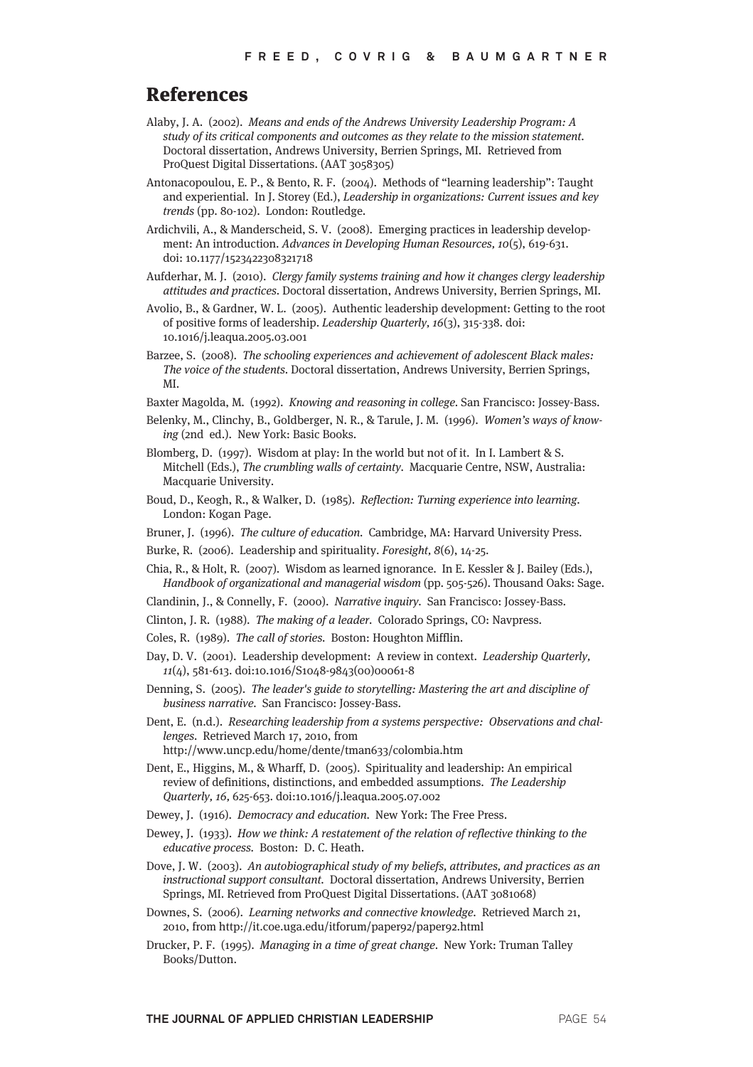## References

Alaby, J. A. (2002). *Means and ends of the Andrews University Leadership Program: A study of its critical components and outcomes as they relate to the mission statement*. Doctoral dissertation, Andrews University, Berrien Springs, MI. Retrieved from ProQuest Digital Dissertations. (AAT 3058305)

Antonacopoulou, E. P., & Bento, R. F. (2004). Methods of "learning leadership": Taught and experiential. In J. Storey (Ed.), *Leadership in organizations: Current issues and key trends* (pp. 80-102). London: Routledge.

Ardichvili, A., & Manderscheid, S. V. (2008). Emerging practices in leadership development: An introduction. *Advances in Developing Human Resources, 10*(5), 619-631. doi: 10.1177/1523422308321718

Aufderhar, M. J. (2010). *Clergy family systems training and how it changes clergy leadership attitudes and practices*. Doctoral dissertation, Andrews University, Berrien Springs, MI.

Avolio, B., & Gardner, W. L. (2005). Authentic leadership development: Getting to the root of positive forms of leadership. *Leadership Quarterly, 16*(3), 315-338. doi: 10.1016/j.leaqua.2005.03.001

Barzee, S. (2008). *The schooling experiences and achievement of adolescent Black males: The voice of the students*. Doctoral dissertation, Andrews University, Berrien Springs, MI.

Baxter Magolda, M. (1992). *Knowing and reasoning in college*. San Francisco: Jossey-Bass.

Belenky, M., Clinchy, B., Goldberger, N. R., & Tarule, J. M. (1996). *Women's ways of knowing* (2nd ed.). New York: Basic Books.

Blomberg, D. (1997). Wisdom at play: In the world but not of it. In I. Lambert & S. Mitchell (Eds.), *The crumbling walls of certainty*. Macquarie Centre, NSW, Australia: Macquarie University.

Boud, D., Keogh, R., & Walker, D. (1985). *Reflection: Turning experience into learning*. London: Kogan Page.

Bruner, J. (1996). *The culture of education*. Cambridge, MA: Harvard University Press.

Burke, R. (2006). Leadership and spirituality. *Foresight, 8*(6), 14-25.

Chia, R., & Holt, R. (2007). Wisdom as learned ignorance. In E. Kessler & J. Bailey (Eds.), *Handbook of organizational and managerial wisdom* (pp. 505-526). Thousand Oaks: Sage.

Clandinin, J., & Connelly, F. (2000). *Narrative inquiry*. San Francisco: Jossey-Bass.

Clinton, J. R. (1988). *The making of a leader*. Colorado Springs, CO: Navpress.

Coles, R. (1989). *The call of stories*. Boston: Houghton Mifflin.

Day, D. V. (2001). Leadership development: A review in context. *Leadership Quarterly, 11*(4), 581-613. doi:10.1016/S1048-9843(00)00061-8

Denning, S. (2005). *The leader's guide to storytelling: Mastering the art and discipline of business narrative*. San Francisco: Jossey-Bass.

Dent, E. (n.d.). *Researching leadership from a systems perspective: Observations and challenges*. Retrieved March 17, 2010, from http://www.uncp.edu/home/dente/tman633/colombia.htm

Dent, E., Higgins, M., & Wharff, D. (2005). Spirituality and leadership: An empirical review of definitions, distinctions, and embedded assumptions. *The Leadership Quarterly, 16*, 625-653. doi:10.1016/j.leaqua.2005.07.002

Dewey, J. (1916). *Democracy and education*. New York: The Free Press.

Dewey, J. (1933). *How we think: A restatement of the relation of reflective thinking to the educative process*. Boston: D. C. Heath.

Dove, J. W. (2003). *An autobiographical study of my beliefs, attributes, and practices as an instructional support consultant*. Doctoral dissertation, Andrews University, Berrien Springs, MI. Retrieved from ProQuest Digital Dissertations. (AAT 3081068)

Downes, S. (2006). *Learning networks and connective knowledge*. Retrieved March 21, 2010, from http://it.coe.uga.edu/itforum/paper92/paper92.html

Drucker, P. F. (1995). *Managing in a time of great change*. New York: Truman Talley Books/Dutton.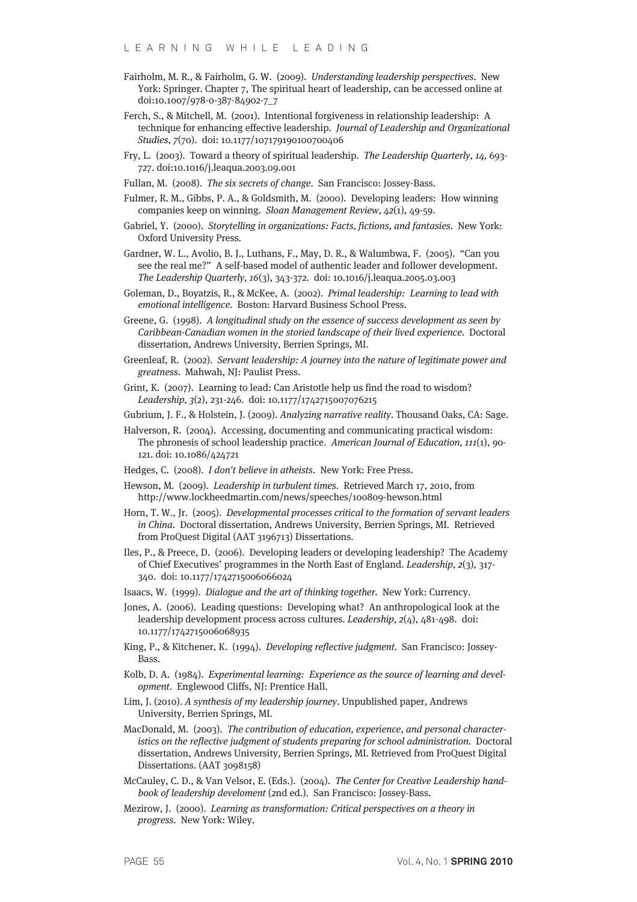Fairholm, M. R., & Fairholm, G. W. (2009). *Understanding leadership perspectives.* New York: Springer. Chapter 7, The spiritual heart of leadership, can be accessed online at doi:10.1007/978-0-387-84902-7_7

Ferch, S., & Mitchell, M. (2001). Intentional forgiveness in relationship leadership: A technique for enhancing effective leadership. *Journal of Leadership and Organizational Studies, 7*(70). doi: 10.1177/107179190100700406

Fry, L. (2003). Toward a theory of spiritual leadership. *The Leadership Quarterly, 14*, 693-727. doi:10.1016/j.leaqua.2003.09.001

Fullan, M. (2008). *The six secrets of change*. San Francisco: Jossey-Bass.

Fulmer, R. M., Gibbs, P. A., & Goldsmith, M. (2000). Developing leaders: How winning companies keep on winning. *Sloan Management Review*, *42*(1), 49-59.

Gabriel, Y. (2000). *Storytelling in organizations: Facts, fictions, and fantasies*. New York: Oxford University Press.

Gardner, W. L., Avolio, B. J., Luthans, F., May, D. R., & Walumbwa, F. (2005). "Can you see the real me?" A self-based model of authentic leader and follower development. *The Leadership Quarterly*, *16*(3), 343-372. doi: 10.1016/j.leaqua.2005.03.003

Goleman, D., Boyatzis, R., & McKee, A. (2002). *Primal leadership: Learning to lead with emotional intelligence.* Boston: Harvard Business School Press.

Greene, G. (1998). *A longitudinal study on the essence of success development as seen by Caribbean-Canadian women in the storied landscape of their lived experience*. Doctoral dissertation, Andrews University, Berrien Springs, MI.

Greenleaf, R. (2002). *Servant leadership: A journey into the nature of legitimate power and greatness*. Mahwah, NJ: Paulist Press.

Grint, K. (2007). Learning to lead: Can Aristotle help us find the road to wisdom? *Leadership, 3*(2), 231-246. doi: 10.1177/1742715007076215

Gubrium, J. F., & Holstein, J. (2009). *Analyzing narrative reality*. Thousand Oaks, CA: Sage.

Halverson, R. (2004). Accessing, documenting and communicating practical wisdom: The phronesis of school leadership practice. *American Journal of Education, 111*(1), 90-121. doi: 10.1086/424721

Hedges, C. (2008). *I don't believe in atheists*. New York: Free Press.

Hewson, M. (2009). *Leadership in turbulent times*. Retrieved March 17, 2010, from http://www.lockheedmartin.com/news/speeches/100809-hewson.html

Horn, T. W., Jr. (2005). *Developmental processes critical to the formation of servant leaders in China*. Doctoral dissertation, Andrews University, Berrien Springs, MI. Retrieved from ProQuest Digital (AAT 3196713) Dissertations.

Iles, P., & Preece, D. (2006). Developing leaders or developing leadership? The Academy of Chief Executives' programmes in the North East of England. *Leadership*, *2*(3), 317-340. doi: 10.1177/1742715006066024

Isaacs, W. (1999). *Dialogue and the art of thinking together*. New York: Currency.

Jones, A. (2006). Leading questions: Developing what? An anthropological look at the leadership development process across cultures. *Leadership*, *2*(4), 481-498. doi: 10.1177/1742715006068935

King, P., & Kitchener, K. (1994). *Developing reflective judgment*. San Francisco: Jossey-Bass.

Kolb, D. A. (1984). *Experimental learning: Experience as the source of learning and development*. Englewood Cliffs, NJ: Prentice Hall.

Lim, J. (2010). *A synthesis of my leadership journey*. Unpublished paper, Andrews University, Berrien Springs, MI.

MacDonald, M. (2003). *The contribution of education, experience, and personal characteristics on the reflective judgment of students preparing for school administration*. Doctoral dissertation, Andrews University, Berrien Springs, MI. Retrieved from ProQuest Digital Dissertations. (AAT 3098158)

McCauley, C. D., & Van Velsor, E. (Eds.). (2004). *The Center for Creative Leadership handbook of leadership develoment* (2nd ed.). San Francisco: Jossey-Bass.

Mezirow, J. (2000). *Learning as transformation: Critical perspectives on a theory in progress.* New York: Wiley.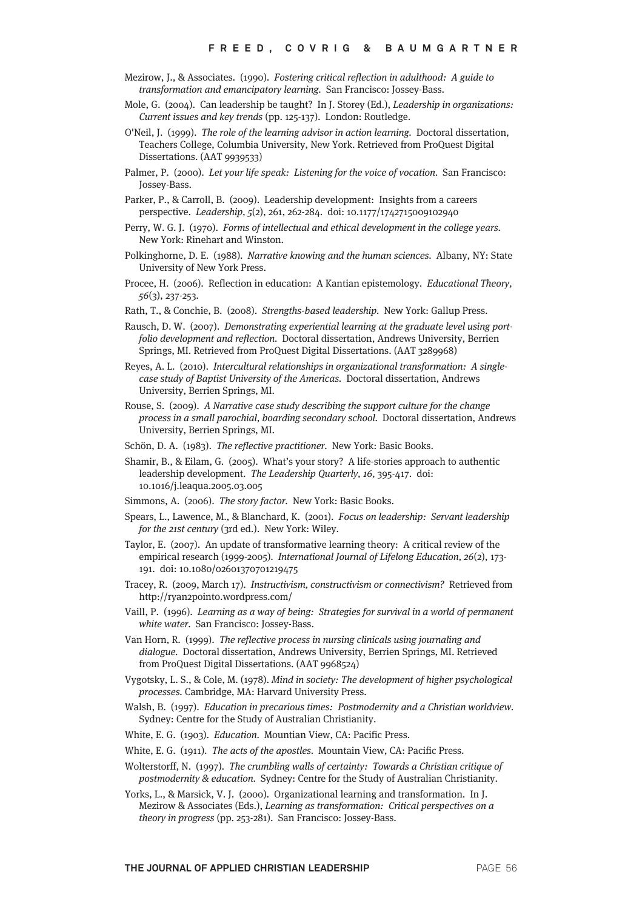Mezirow, J., & Associates. (1990). *Fostering critical reflection in adulthood: A guide to transformation and emancipatory learning.* San Francisco: Jossey-Bass.

Mole, G. (2004). Can leadership be taught? In J. Storey (Ed.), *Leadership in organizations: Current issues and key trends* (pp. 125-137). London: Routledge.

O'Neil, J. (1999). *The role of the learning advisor in action learning.* Doctoral dissertation, Teachers College, Columbia University, New York. Retrieved from ProQuest Digital Dissertations. (AAT 9939533)

Palmer, P. (2000). *Let your life speak: Listening for the voice of vocation.* San Francisco: Jossey-Bass.

Parker, P., & Carroll, B. (2009). Leadership development: Insights from a careers perspective. *Leadership, 5*(2), 261, 262-284. doi: 10.1177/1742715009102940

Perry, W. G. J. (1970). *Forms of intellectual and ethical development in the college years.* New York: Rinehart and Winston.

Polkinghorne, D. E. (1988). *Narrative knowing and the human sciences.* Albany, NY: State University of New York Press.

Procee, H. (2006). Reflection in education: A Kantian epistemology. *Educational Theory, 56*(3), 237-253.

Rath, T., & Conchie, B. (2008). *Strengths-based leadership.* New York: Gallup Press.

Rausch, D. W. (2007). *Demonstrating experiential learning at the graduate level using portfolio development and reflection.* Doctoral dissertation, Andrews University, Berrien Springs, MI. Retrieved from ProQuest Digital Dissertations. (AAT 3289968)

Reyes, A. L. (2010). *Intercultural relationships in organizational transformation: A single-case study of Baptist University of the Americas.* Doctoral dissertation, Andrews University, Berrien Springs, MI.

Rouse, S. (2009). *A Narrative case study describing the support culture for the change process in a small parochial, boarding secondary school.* Doctoral dissertation, Andrews University, Berrien Springs, MI.

Schön, D. A. (1983). *The reflective practitioner.* New York: Basic Books.

Shamir, B., & Eilam, G. (2005). What's your story? A life-stories approach to authentic leadership development. *The Leadership Quarterly, 16*, 395-417. doi: 10.1016/j.leaqua.2005.03.005

Simmons, A. (2006). *The story factor.* New York: Basic Books.

Spears, L., Lawence, M., & Blanchard, K. (2001). *Focus on leadership: Servant leadership for the 21st century* (3rd ed.). New York: Wiley.

Taylor, E. (2007). An update of transformative learning theory: A critical review of the empirical research (1999-2005). *International Journal of Lifelong Education, 26*(2), 173-191. doi: 10.1080/02601370701219475

Tracey, R. (2009, March 17). *Instructivism, constructivism or connectivism?* Retrieved from http://ryan2pointo.wordpress.com/

Vaill, P. (1996). *Learning as a way of being: Strategies for survival in a world of permanent white water.* San Francisco: Jossey-Bass.

Van Horn, R. (1999). *The reflective process in nursing clinicals using journaling and dialogue.* Doctoral dissertation, Andrews University, Berrien Springs, MI. Retrieved from ProQuest Digital Dissertations. (AAT 9968524)

Vygotsky, L. S., & Cole, M. (1978). *Mind in society: The development of higher psychological processes.* Cambridge, MA: Harvard University Press.

Walsh, B. (1997). *Education in precarious times: Postmodernity and a Christian worldview.* Sydney: Centre for the Study of Australian Christianity.

White, E. G. (1903). *Education.* Mountian View, CA: Pacific Press.

White, E. G. (1911). *The acts of the apostles.* Mountain View, CA: Pacific Press.

Wolterstorff, N. (1997). *The crumbling walls of certainty: Towards a Christian critique of postmodernity & education.* Sydney: Centre for the Study of Australian Christianity.

Yorks, L., & Marsick, V. J. (2000). Organizational learning and transformation. In J. Mezirow & Associates (Eds.), *Learning as transformation: Critical perspectives on a theory in progress* (pp. 253-281). San Francisco: Jossey-Bass.